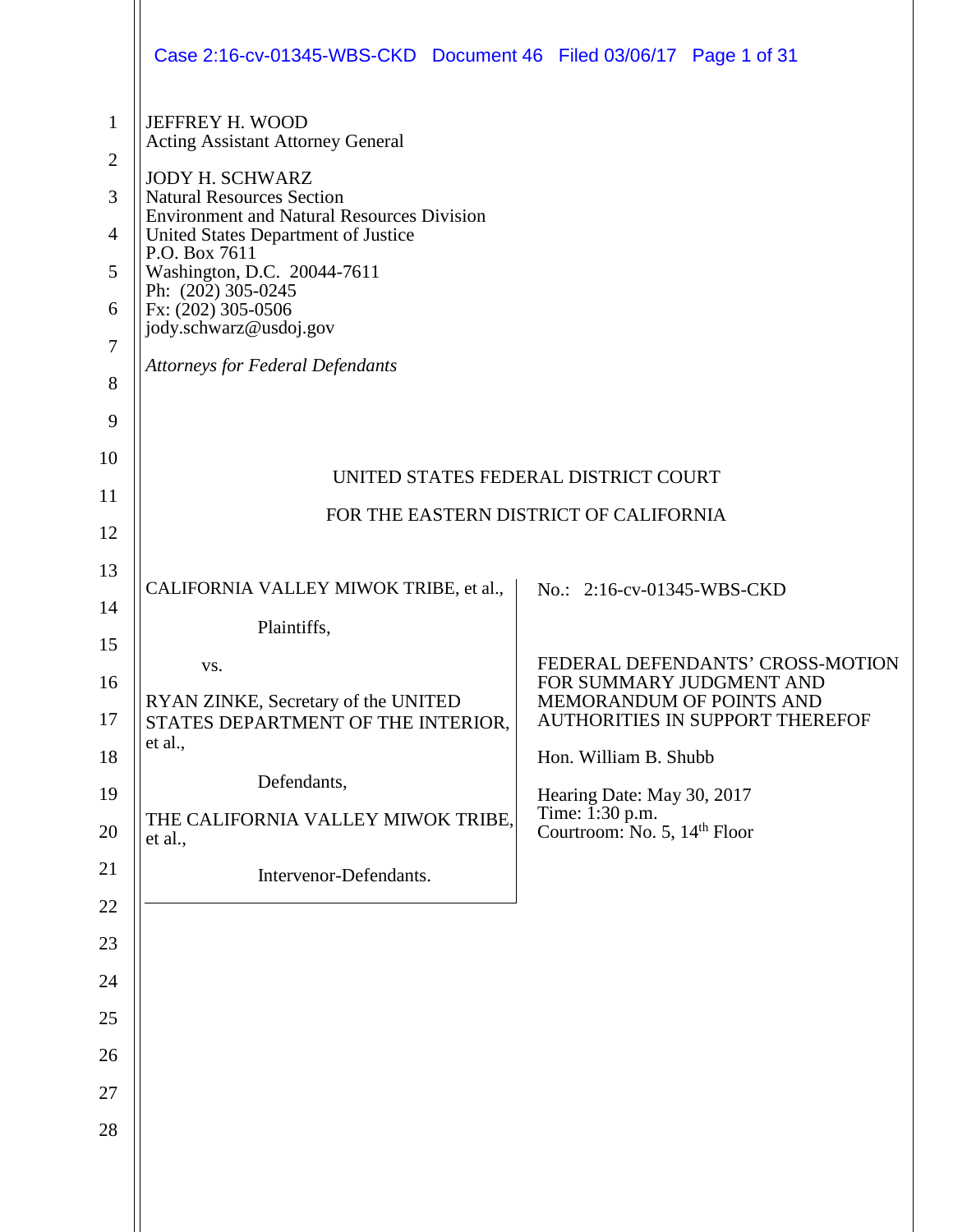JEFFREY H. WOOD
Acting Assistant Attorney General

JODY H. SCHWARZ
Natural Resources Section
Environment and Natural Resources Division
United States Department of Justice
P.O. Box 7611
Washington, D.C. 20044-7611
Ph: (202) 305-0245
Fx: (202) 305-0506
jody.schwarz@usdoj.gov

*Attorneys for Federal Defendants*

UNITED STATES FEDERAL DISTRICT COURT

FOR THE EASTERN DISTRICT OF CALIFORNIA

| | |
|---|---|
| CALIFORNIA VALLEY MIWOK TRIBE, et al.,<br><br>Plaintiffs,<br><br>vs.<br><br>RYAN ZINKE, Secretary of the UNITED STATES DEPARTMENT OF THE INTERIOR, et al.,<br><br>Defendants,<br><br>THE CALIFORNIA VALLEY MIWOK TRIBE, et al.,<br><br>Intervenor-Defendants. | No.: 2:16-cv-01345-WBS-CKD<br><br>FEDERAL DEFENDANTS' CROSS-MOTION FOR SUMMARY JUDGMENT AND MEMORANDUM OF POINTS AND AUTHORITIES IN SUPPORT THEREFOF<br><br>Hon. William B. Shubb<br><br>Hearing Date: May 30, 2017<br>Time: 1:30 p.m.<br>Courtroom: No. 5, 14th Floor |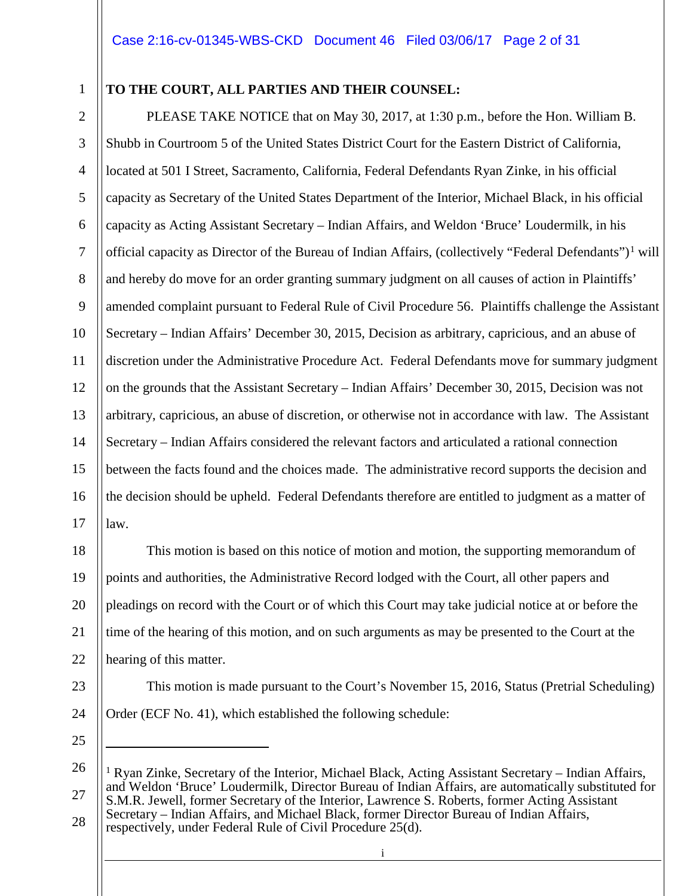**TO THE COURT, ALL PARTIES AND THEIR COUNSEL:**

PLEASE TAKE NOTICE that on May 30, 2017, at 1:30 p.m., before the Hon. William B. Shubb in Courtroom 5 of the United States District Court for the Eastern District of California, located at 501 I Street, Sacramento, California, Federal Defendants Ryan Zinke, in his official capacity as Secretary of the United States Department of the Interior, Michael Black, in his official capacity as Acting Assistant Secretary – Indian Affairs, and Weldon 'Bruce' Loudermilk, in his official capacity as Director of the Bureau of Indian Affairs, (collectively "Federal Defendants")[1] will and hereby do move for an order granting summary judgment on all causes of action in Plaintiffs' amended complaint pursuant to Federal Rule of Civil Procedure 56. Plaintiffs challenge the Assistant Secretary – Indian Affairs' December 30, 2015, Decision as arbitrary, capricious, and an abuse of discretion under the Administrative Procedure Act. Federal Defendants move for summary judgment on the grounds that the Assistant Secretary – Indian Affairs' December 30, 2015, Decision was not arbitrary, capricious, an abuse of discretion, or otherwise not in accordance with law. The Assistant Secretary – Indian Affairs considered the relevant factors and articulated a rational connection between the facts found and the choices made. The administrative record supports the decision and the decision should be upheld. Federal Defendants therefore are entitled to judgment as a matter of law.

This motion is based on this notice of motion and motion, the supporting memorandum of points and authorities, the Administrative Record lodged with the Court, all other papers and pleadings on record with the Court or of which this Court may take judicial notice at or before the time of the hearing of this motion, and on such arguments as may be presented to the Court at the hearing of this matter.

This motion is made pursuant to the Court's November 15, 2016, Status (Pretrial Scheduling) Order (ECF No. 41), which established the following schedule:

---

[1] Ryan Zinke, Secretary of the Interior, Michael Black, Acting Assistant Secretary – Indian Affairs, and Weldon 'Bruce' Loudermilk, Director Bureau of Indian Affairs, are automatically substituted for S.M.R. Jewell, former Secretary of the Interior, Lawrence S. Roberts, former Acting Assistant Secretary – Indian Affairs, and Michael Black, former Director Bureau of Indian Affairs, respectively, under Federal Rule of Civil Procedure 25(d).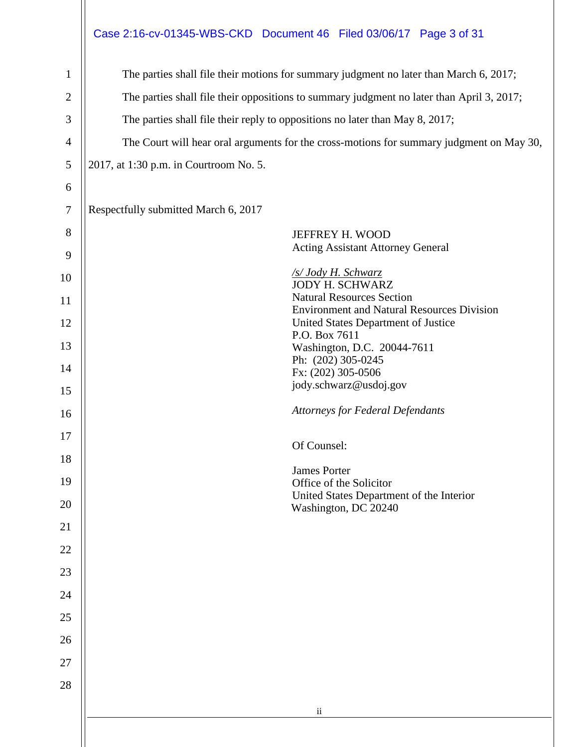The parties shall file their motions for summary judgment no later than March 6, 2017;

The parties shall file their oppositions to summary judgment no later than April 3, 2017;

The parties shall file their reply to oppositions no later than May 8, 2017;

The Court will hear oral arguments for the cross-motions for summary judgment on May 30, 2017, at 1:30 p.m. in Courtroom No. 5.

Respectfully submitted March 6, 2017

JEFFREY H. WOOD
Acting Assistant Attorney General

*/s/ Jody H. Schwarz*
JODY H. SCHWARZ
Natural Resources Section
Environment and Natural Resources Division
United States Department of Justice
P.O. Box 7611
Washington, D.C. 20044-7611
Ph: (202) 305-0245
Fx: (202) 305-0506
jody.schwarz@usdoj.gov

*Attorneys for Federal Defendants*

Of Counsel:

James Porter
Office of the Solicitor
United States Department of the Interior
Washington, DC 20240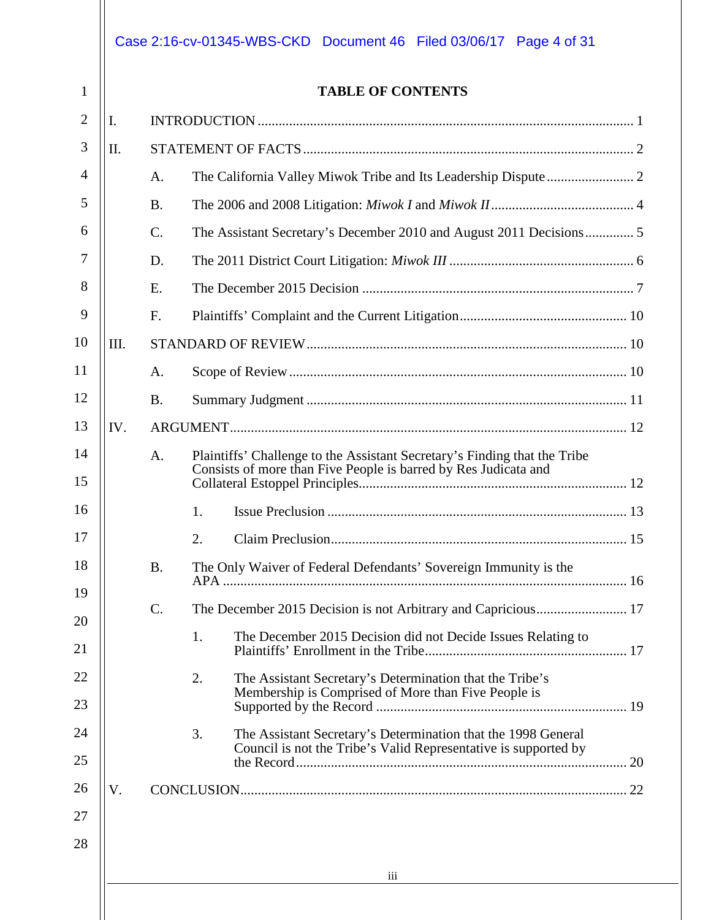# TABLE OF CONTENTS

I. INTRODUCTION ........................................................................................................ 1

II. STATEMENT OF FACTS ............................................................................................ 2

A. The California Valley Miwok Tribe and Its Leadership Dispute ........................ 2

B. The 2006 and 2008 Litigation: *Miwok I* and *Miwok II* ........................................ 4

C. The Assistant Secretary's December 2010 and August 2011 Decisions .............. 5

D. The 2011 District Court Litigation: *Miwok III* .................................................... 6

E. The December 2015 Decision ............................................................................. 7

F. Plaintiffs' Complaint and the Current Litigation ............................................... 10

III. STANDARD OF REVIEW .......................................................................................... 10

A. Scope of Review ................................................................................................ 10

B. Summary Judgment ........................................................................................... 11

IV. ARGUMENT ............................................................................................................... 12

A. Plaintiffs' Challenge to the Assistant Secretary's Finding that the Tribe Consists of more than Five People is barred by Res Judicata and Collateral Estoppel Principles ........................................................................... 12

1. Issue Preclusion ..................................................................................... 13

2. Claim Preclusion .................................................................................... 15

B. The Only Waiver of Federal Defendants' Sovereign Immunity is the APA .................................................................................................................. 16

C. The December 2015 Decision is not Arbitrary and Capricious ......................... 17

1. The December 2015 Decision did not Decide Issues Relating to Plaintiffs' Enrollment in the Tribe ......................................................... 17

2. The Assistant Secretary's Determination that the Tribe's Membership is Comprised of More than Five People is Supported by the Record ....................................................................... 19

3. The Assistant Secretary's Determination that the 1998 General Council is not the Tribe's Valid Representative is supported by the Record ............................................................................................. 20

V. CONCLUSION ............................................................................................................. 22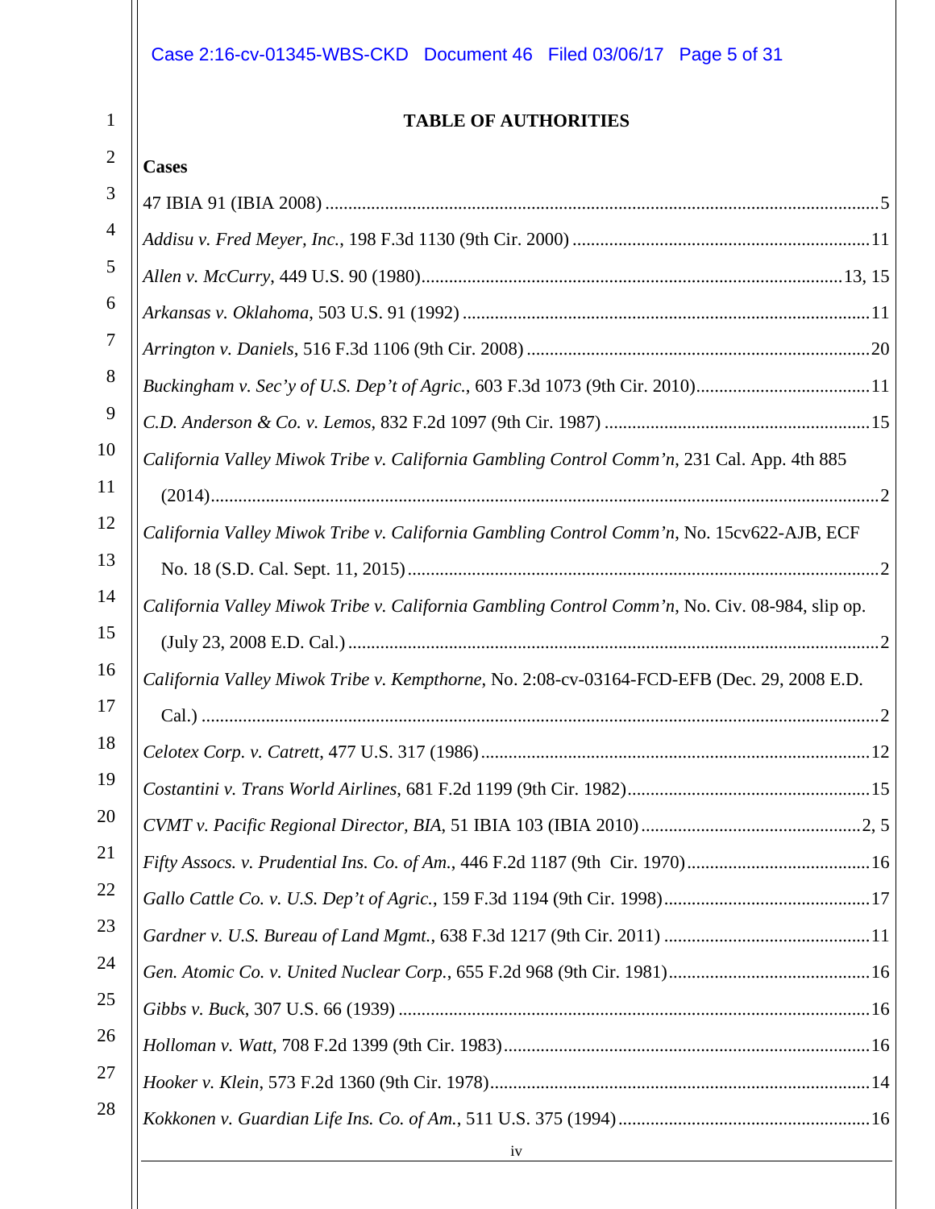# TABLE OF AUTHORITIES

## Cases

47 IBIA 91 (IBIA 2008) .......................................................................................................................5

*Addisu v. Fred Meyer, Inc.*, 198 F.3d 1130 (9th Cir. 2000) ...............................................................11

*Allen v. McCurry*, 449 U.S. 90 (1980)...........................................................................................13, 15

*Arkansas v. Oklahoma*, 503 U.S. 91 (1992) .......................................................................................11

*Arrington v. Daniels*, 516 F.3d 1106 (9th Cir. 2008) .........................................................................20

*Buckingham v. Sec'y of U.S. Dep't of Agric.*, 603 F.3d 1073 (9th Cir. 2010)......................................11

*C.D. Anderson & Co. v. Lemos*, 832 F.2d 1097 (9th Cir. 1987) .........................................................15

*California Valley Miwok Tribe v. California Gambling Control Comm'n*, 231 Cal. App. 4th 885 (2014)..................................................................................................................................2

*California Valley Miwok Tribe v. California Gambling Control Comm'n*, No. 15cv622-AJB, ECF No. 18 (S.D. Cal. Sept. 11, 2015).......................................................................................2

*California Valley Miwok Tribe v. California Gambling Control Comm'n*, No. Civ. 08-984, slip op. (July 23, 2008 E.D. Cal.) ....................................................................................................2

*California Valley Miwok Tribe v. Kempthorne*, No. 2:08-cv-03164-FCD-EFB (Dec. 29, 2008 E.D. Cal.) ....................................................................................................................................2

*Celotex Corp. v. Catrett*, 477 U.S. 317 (1986).....................................................................................12

*Costantini v. Trans World Airlines*, 681 F.2d 1199 (9th Cir. 1982).....................................................15

*CVMT v. Pacific Regional Director, BIA*, 51 IBIA 103 (IBIA 2010) ...............................................2, 5

*Fifty Assocs. v. Prudential Ins. Co. of Am.*, 446 F.2d 1187 (9th Cir. 1970)........................................16

*Gallo Cattle Co. v. U.S. Dep't of Agric.*, 159 F.3d 1194 (9th Cir. 1998).............................................17

*Gardner v. U.S. Bureau of Land Mgmt.*, 638 F.3d 1217 (9th Cir. 2011) .............................................11

*Gen. Atomic Co. v. United Nuclear Corp.*, 655 F.2d 968 (9th Cir. 1981)............................................16

*Gibbs v. Buck*, 307 U.S. 66 (1939) ......................................................................................................16

*Holloman v. Watt*, 708 F.2d 1399 (9th Cir. 1983)................................................................................16

*Hooker v. Klein*, 573 F.2d 1360 (9th Cir. 1978)...................................................................................14

*Kokkonen v. Guardian Life Ins. Co. of Am.*, 511 U.S. 375 (1994).......................................................16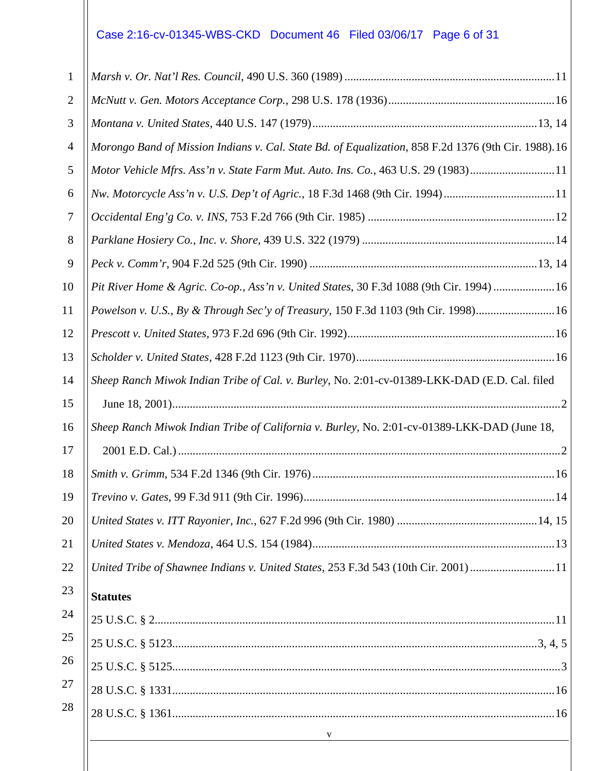*Marsh v. Or. Nat'l Res. Council*, 490 U.S. 360 (1989) ........................................................................11

*McNutt v. Gen. Motors Acceptance Corp.*, 298 U.S. 178 (1936).........................................................16

*Montana v. United States*, 440 U.S. 147 (1979)..............................................................................13, 14

*Morongo Band of Mission Indians v. Cal. State Bd. of Equalization*, 858 F.2d 1376 (9th Cir. 1988).16

*Motor Vehicle Mfrs. Ass'n v. State Farm Mut. Auto. Ins. Co.*, 463 U.S. 29 (1983).............................11

*Nw. Motorcycle Ass'n v. U.S. Dep't of Agric.*, 18 F.3d 1468 (9th Cir. 1994).......................................11

*Occidental Eng'g Co. v. INS*, 753 F.2d 766 (9th Cir. 1985) ................................................................12

*Parklane Hosiery Co., Inc. v. Shore*, 439 U.S. 322 (1979) ..................................................................14

*Peck v. Comm'r*, 904 F.2d 525 (9th Cir. 1990) ..............................................................................13, 14

*Pit River Home & Agric. Co-op., Ass'n v. United States*, 30 F.3d 1088 (9th Cir. 1994) .....................16

*Powelson v. U.S., By & Through Sec'y of Treasury*, 150 F.3d 1103 (9th Cir. 1998)...........................16

*Prescott v. United States*, 973 F.2d 696 (9th Cir. 1992).......................................................................16

*Scholder v. United States*, 428 F.2d 1123 (9th Cir. 1970)....................................................................16

*Sheep Ranch Miwok Indian Tribe of Cal. v. Burley*, No. 2:01-cv-01389-LKK-DAD (E.D. Cal. filed June 18, 2001)....................................................................................................................................2

*Sheep Ranch Miwok Indian Tribe of California v. Burley*, No. 2:01-cv-01389-LKK-DAD (June 18, 2001 E.D. Cal.) ...................................................................................................................................2

*Smith v. Grimm*, 534 F.2d 1346 (9th Cir. 1976)...................................................................................16

*Trevino v. Gates*, 99 F.3d 911 (9th Cir. 1996)......................................................................................14

*United States v. ITT Rayonier, Inc.*, 627 F.2d 996 (9th Cir. 1980) ................................................14, 15

*United States v. Mendoza*, 464 U.S. 154 (1984)...................................................................................13

*United Tribe of Shawnee Indians v. United States*, 253 F.3d 543 (10th Cir. 2001).............................11

**Statutes**

25 U.S.C. § 2.........................................................................................................................................11

25 U.S.C. § 5123............................................................................................................................3, 4, 5

25 U.S.C. § 5125......................................................................................................................................3

28 U.S.C. § 1331...................................................................................................................................16

28 U.S.C. § 1361...................................................................................................................................16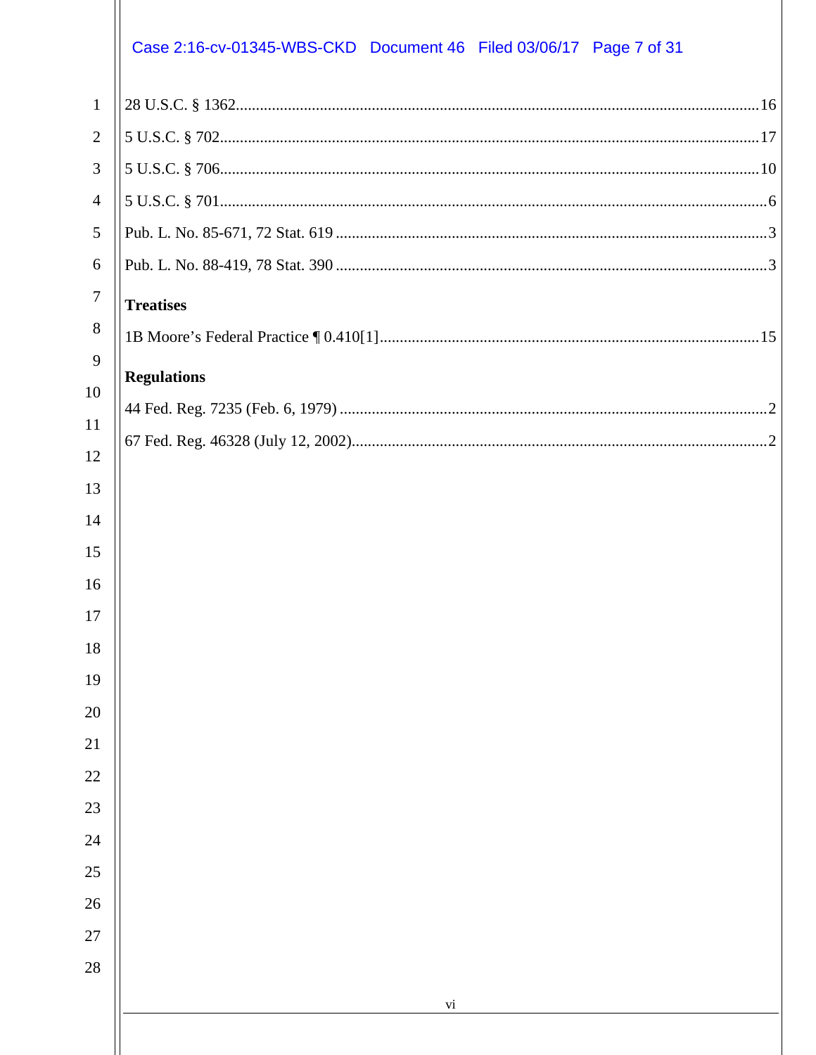28 U.S.C. § 1362................................................................................................................16

5 U.S.C. § 702....................................................................................................................17

5 U.S.C. § 706....................................................................................................................10

5 U.S.C. § 701......................................................................................................................6

Pub. L. No. 85-671, 72 Stat. 619..........................................................................................3

Pub. L. No. 88-419, 78 Stat. 390..........................................................................................3

**Treatises**

1B Moore's Federal Practice ¶ 0.410[1]..............................................................................15

**Regulations**

44 Fed. Reg. 7235 (Feb. 6, 1979).........................................................................................2

67 Fed. Reg. 46328 (July 12, 2002)......................................................................................2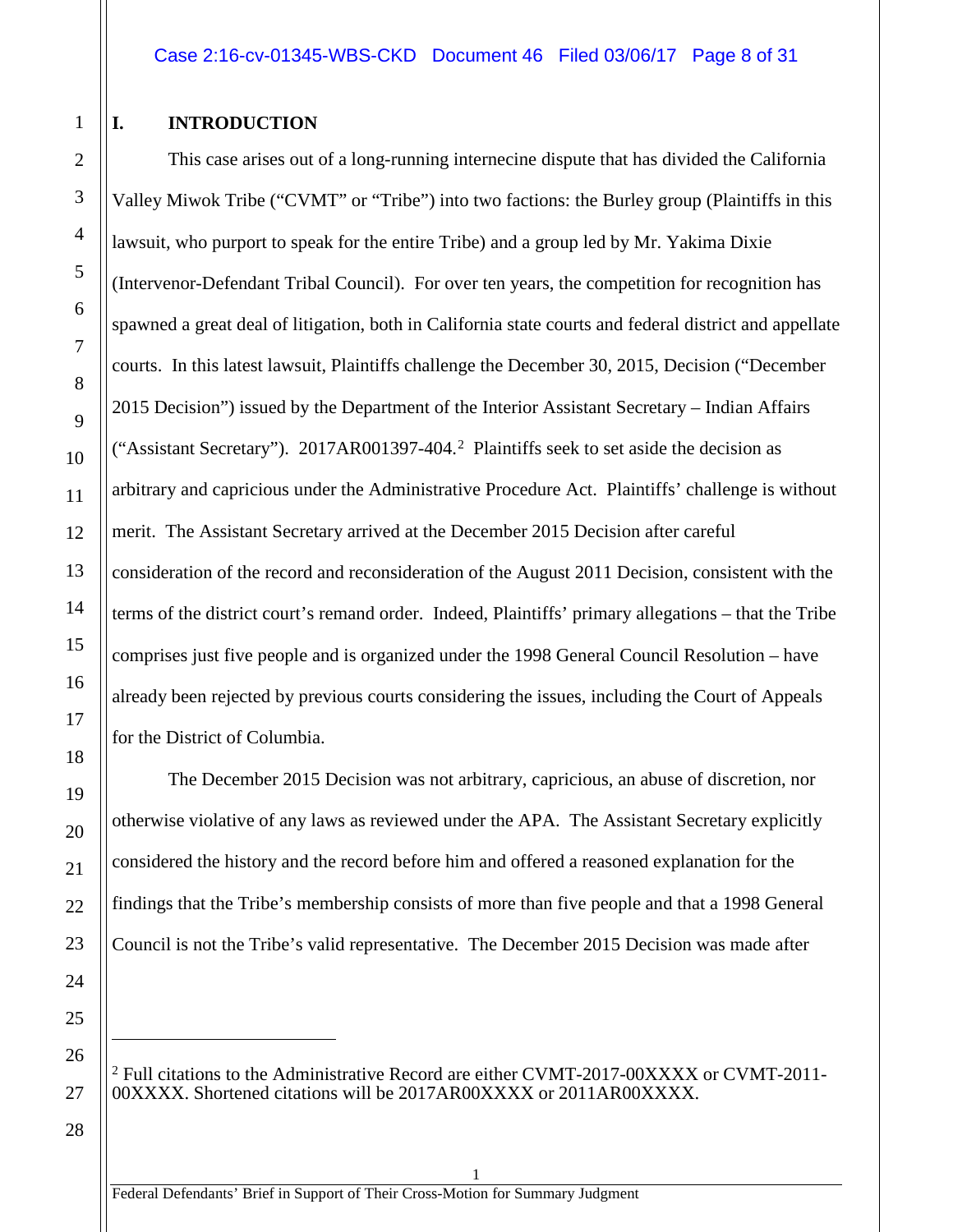## I. INTRODUCTION

This case arises out of a long-running internecine dispute that has divided the California Valley Miwok Tribe ("CVMT" or "Tribe") into two factions: the Burley group (Plaintiffs in this lawsuit, who purport to speak for the entire Tribe) and a group led by Mr. Yakima Dixie (Intervenor-Defendant Tribal Council). For over ten years, the competition for recognition has spawned a great deal of litigation, both in California state courts and federal district and appellate courts. In this latest lawsuit, Plaintiffs challenge the December 30, 2015, Decision ("December 2015 Decision") issued by the Department of the Interior Assistant Secretary – Indian Affairs ("Assistant Secretary"). 2017AR001397-404.[2] Plaintiffs seek to set aside the decision as arbitrary and capricious under the Administrative Procedure Act. Plaintiffs' challenge is without merit. The Assistant Secretary arrived at the December 2015 Decision after careful consideration of the record and reconsideration of the August 2011 Decision, consistent with the terms of the district court's remand order. Indeed, Plaintiffs' primary allegations – that the Tribe comprises just five people and is organized under the 1998 General Council Resolution – have already been rejected by previous courts considering the issues, including the Court of Appeals for the District of Columbia.

The December 2015 Decision was not arbitrary, capricious, an abuse of discretion, nor otherwise violative of any laws as reviewed under the APA. The Assistant Secretary explicitly considered the history and the record before him and offered a reasoned explanation for the findings that the Tribe's membership consists of more than five people and that a 1998 General Council is not the Tribe's valid representative. The December 2015 Decision was made after

---

[2] Full citations to the Administrative Record are either CVMT-2017-00XXXX or CVMT-2011-00XXXX. Shortened citations will be 2017AR00XXXX or 2011AR00XXXX.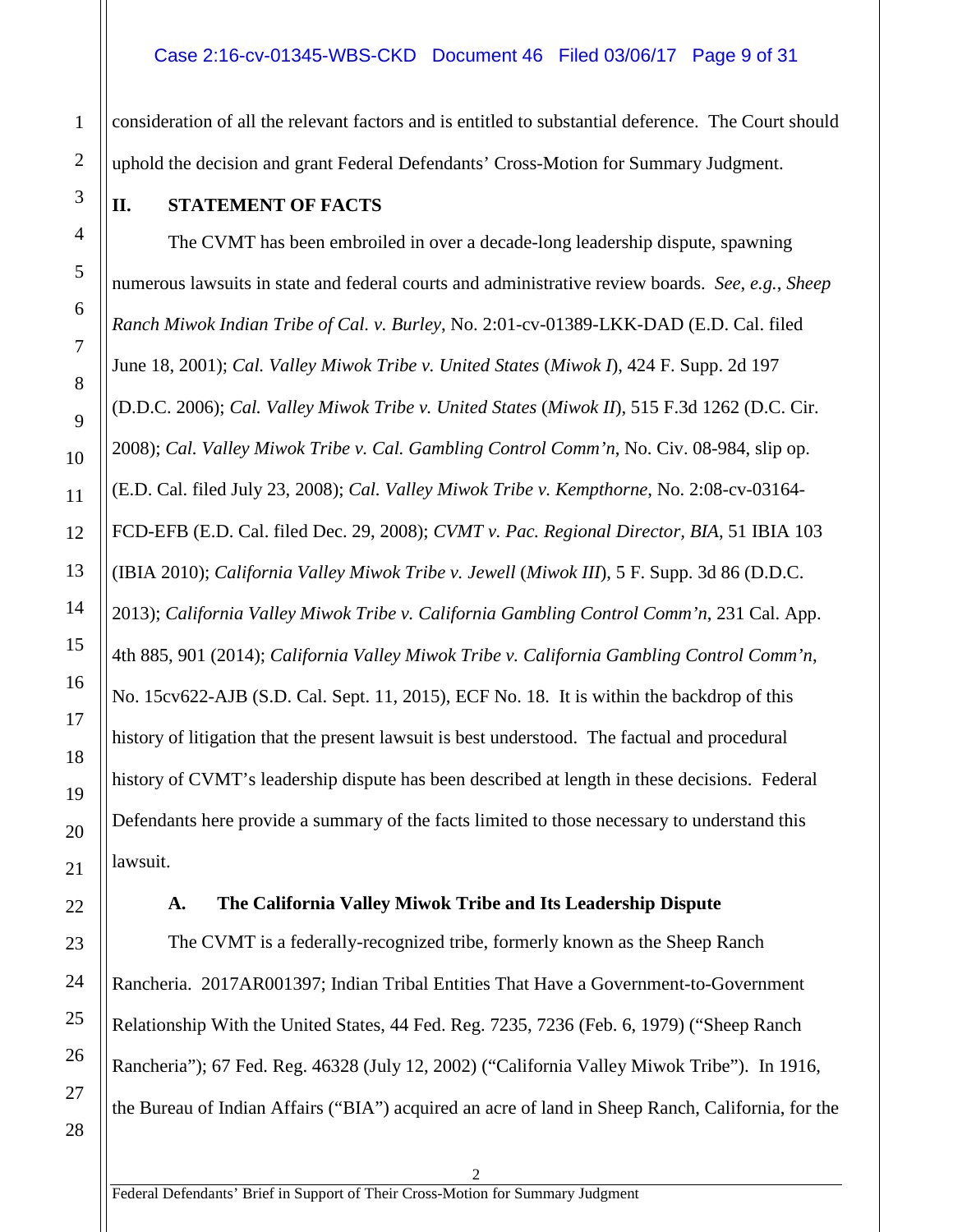consideration of all the relevant factors and is entitled to substantial deference. The Court should uphold the decision and grant Federal Defendants' Cross-Motion for Summary Judgment.

## II. STATEMENT OF FACTS

The CVMT has been embroiled in over a decade-long leadership dispute, spawning numerous lawsuits in state and federal courts and administrative review boards. *See*, *e.g.*, *Sheep Ranch Miwok Indian Tribe of Cal. v. Burley*, No. 2:01-cv-01389-LKK-DAD (E.D. Cal. filed June 18, 2001); *Cal. Valley Miwok Tribe v. United States* (*Miwok I*), 424 F. Supp. 2d 197 (D.D.C. 2006); *Cal. Valley Miwok Tribe v. United States* (*Miwok II*), 515 F.3d 1262 (D.C. Cir. 2008); *Cal. Valley Miwok Tribe v. Cal. Gambling Control Comm'n*, No. Civ. 08-984, slip op. (E.D. Cal. filed July 23, 2008); *Cal. Valley Miwok Tribe v. Kempthorne*, No. 2:08-cv-03164-FCD-EFB (E.D. Cal. filed Dec. 29, 2008); *CVMT v. Pac. Regional Director, BIA*, 51 IBIA 103 (IBIA 2010); *California Valley Miwok Tribe v. Jewell* (*Miwok III*), 5 F. Supp. 3d 86 (D.D.C. 2013); *California Valley Miwok Tribe v. California Gambling Control Comm'n*, 231 Cal. App. 4th 885, 901 (2014); *California Valley Miwok Tribe v. California Gambling Control Comm'n*, No. 15cv622-AJB (S.D. Cal. Sept. 11, 2015), ECF No. 18. It is within the backdrop of this history of litigation that the present lawsuit is best understood. The factual and procedural history of CVMT's leadership dispute has been described at length in these decisions. Federal Defendants here provide a summary of the facts limited to those necessary to understand this lawsuit.

### A. The California Valley Miwok Tribe and Its Leadership Dispute

The CVMT is a federally-recognized tribe, formerly known as the Sheep Ranch Rancheria. 2017AR001397; Indian Tribal Entities That Have a Government-to-Government Relationship With the United States, 44 Fed. Reg. 7235, 7236 (Feb. 6, 1979) ("Sheep Ranch Rancheria"); 67 Fed. Reg. 46328 (July 12, 2002) ("California Valley Miwok Tribe"). In 1916, the Bureau of Indian Affairs ("BIA") acquired an acre of land in Sheep Ranch, California, for the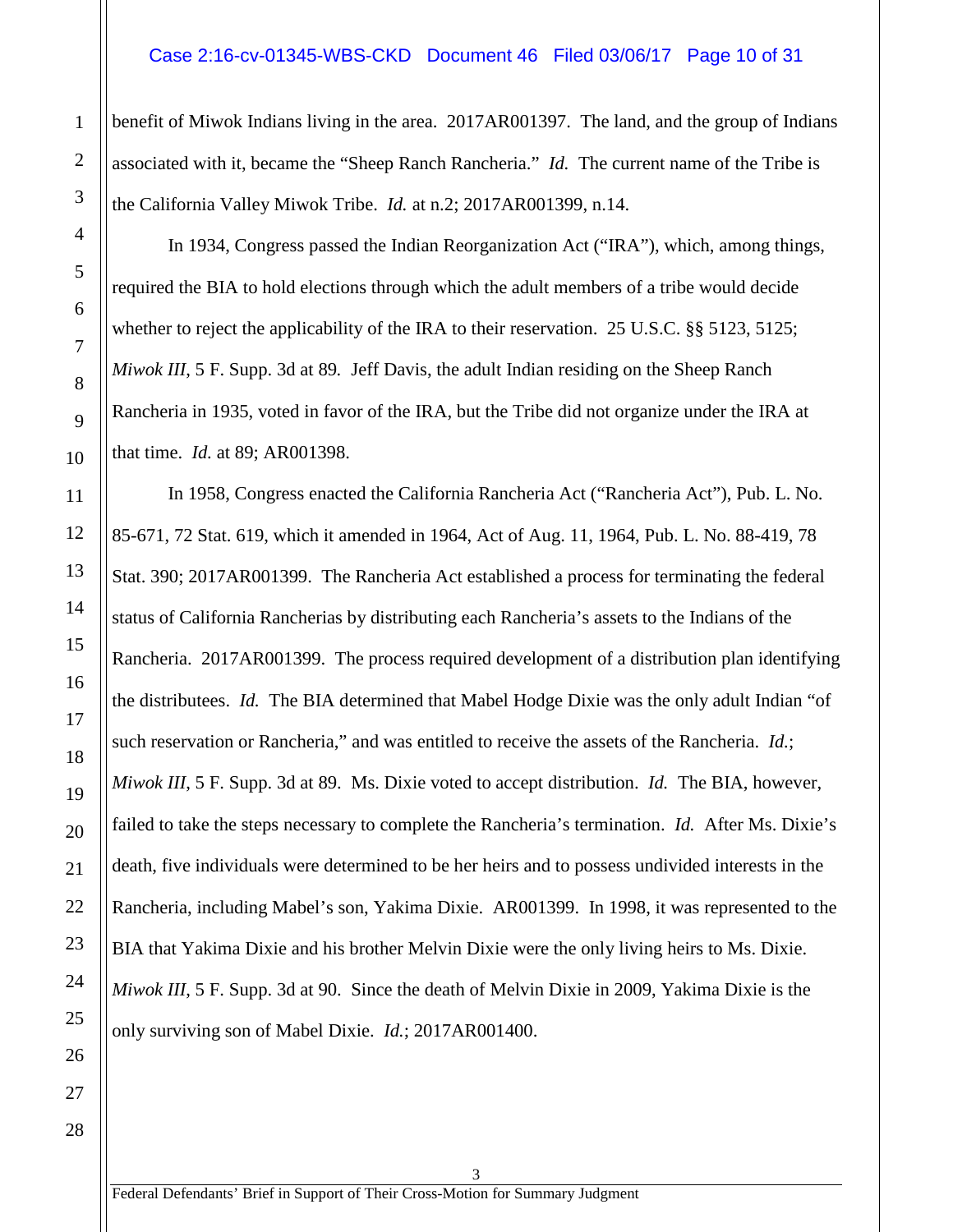benefit of Miwok Indians living in the area. 2017AR001397. The land, and the group of Indians associated with it, became the "Sheep Ranch Rancheria." *Id.* The current name of the Tribe is the California Valley Miwok Tribe. *Id.* at n.2; 2017AR001399, n.14.

In 1934, Congress passed the Indian Reorganization Act ("IRA"), which, among things, required the BIA to hold elections through which the adult members of a tribe would decide whether to reject the applicability of the IRA to their reservation. 25 U.S.C. §§ 5123, 5125; *Miwok III*, 5 F. Supp. 3d at 89. Jeff Davis, the adult Indian residing on the Sheep Ranch Rancheria in 1935, voted in favor of the IRA, but the Tribe did not organize under the IRA at that time. *Id.* at 89; AR001398.

In 1958, Congress enacted the California Rancheria Act ("Rancheria Act"), Pub. L. No. 85-671, 72 Stat. 619, which it amended in 1964, Act of Aug. 11, 1964, Pub. L. No. 88-419, 78 Stat. 390; 2017AR001399. The Rancheria Act established a process for terminating the federal status of California Rancherias by distributing each Rancheria's assets to the Indians of the Rancheria. 2017AR001399. The process required development of a distribution plan identifying the distributees. *Id.* The BIA determined that Mabel Hodge Dixie was the only adult Indian "of such reservation or Rancheria," and was entitled to receive the assets of the Rancheria. *Id.*; *Miwok III*, 5 F. Supp. 3d at 89. Ms. Dixie voted to accept distribution. *Id.* The BIA, however, failed to take the steps necessary to complete the Rancheria's termination. *Id.* After Ms. Dixie's death, five individuals were determined to be her heirs and to possess undivided interests in the Rancheria, including Mabel's son, Yakima Dixie. AR001399. In 1998, it was represented to the BIA that Yakima Dixie and his brother Melvin Dixie were the only living heirs to Ms. Dixie. *Miwok III*, 5 F. Supp. 3d at 90. Since the death of Melvin Dixie in 2009, Yakima Dixie is the only surviving son of Mabel Dixie. *Id.*; 2017AR001400.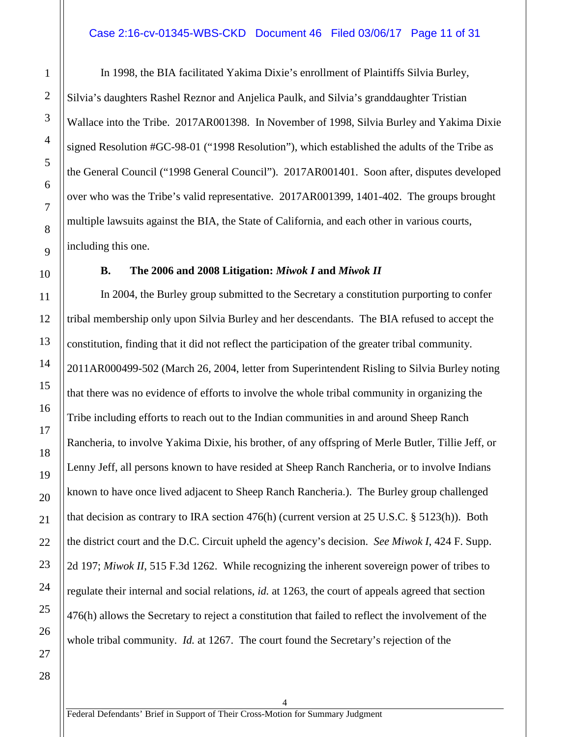In 1998, the BIA facilitated Yakima Dixie's enrollment of Plaintiffs Silvia Burley, Silvia's daughters Rashel Reznor and Anjelica Paulk, and Silvia's granddaughter Tristian Wallace into the Tribe. 2017AR001398. In November of 1998, Silvia Burley and Yakima Dixie signed Resolution #GC-98-01 ("1998 Resolution"), which established the adults of the Tribe as the General Council ("1998 General Council"). 2017AR001401. Soon after, disputes developed over who was the Tribe's valid representative. 2017AR001399, 1401-402. The groups brought multiple lawsuits against the BIA, the State of California, and each other in various courts, including this one.

### B. The 2006 and 2008 Litigation: *Miwok I* and *Miwok II*

In 2004, the Burley group submitted to the Secretary a constitution purporting to confer tribal membership only upon Silvia Burley and her descendants. The BIA refused to accept the constitution, finding that it did not reflect the participation of the greater tribal community. 2011AR000499-502 (March 26, 2004, letter from Superintendent Risling to Silvia Burley noting that there was no evidence of efforts to involve the whole tribal community in organizing the Tribe including efforts to reach out to the Indian communities in and around Sheep Ranch Rancheria, to involve Yakima Dixie, his brother, of any offspring of Merle Butler, Tillie Jeff, or Lenny Jeff, all persons known to have resided at Sheep Ranch Rancheria, or to involve Indians known to have once lived adjacent to Sheep Ranch Rancheria.). The Burley group challenged that decision as contrary to IRA section 476(h) (current version at 25 U.S.C. § 5123(h)). Both the district court and the D.C. Circuit upheld the agency's decision. *See Miwok I*, 424 F. Supp. 2d 197; *Miwok II*, 515 F.3d 1262. While recognizing the inherent sovereign power of tribes to regulate their internal and social relations, *id.* at 1263, the court of appeals agreed that section 476(h) allows the Secretary to reject a constitution that failed to reflect the involvement of the whole tribal community. *Id.* at 1267. The court found the Secretary's rejection of the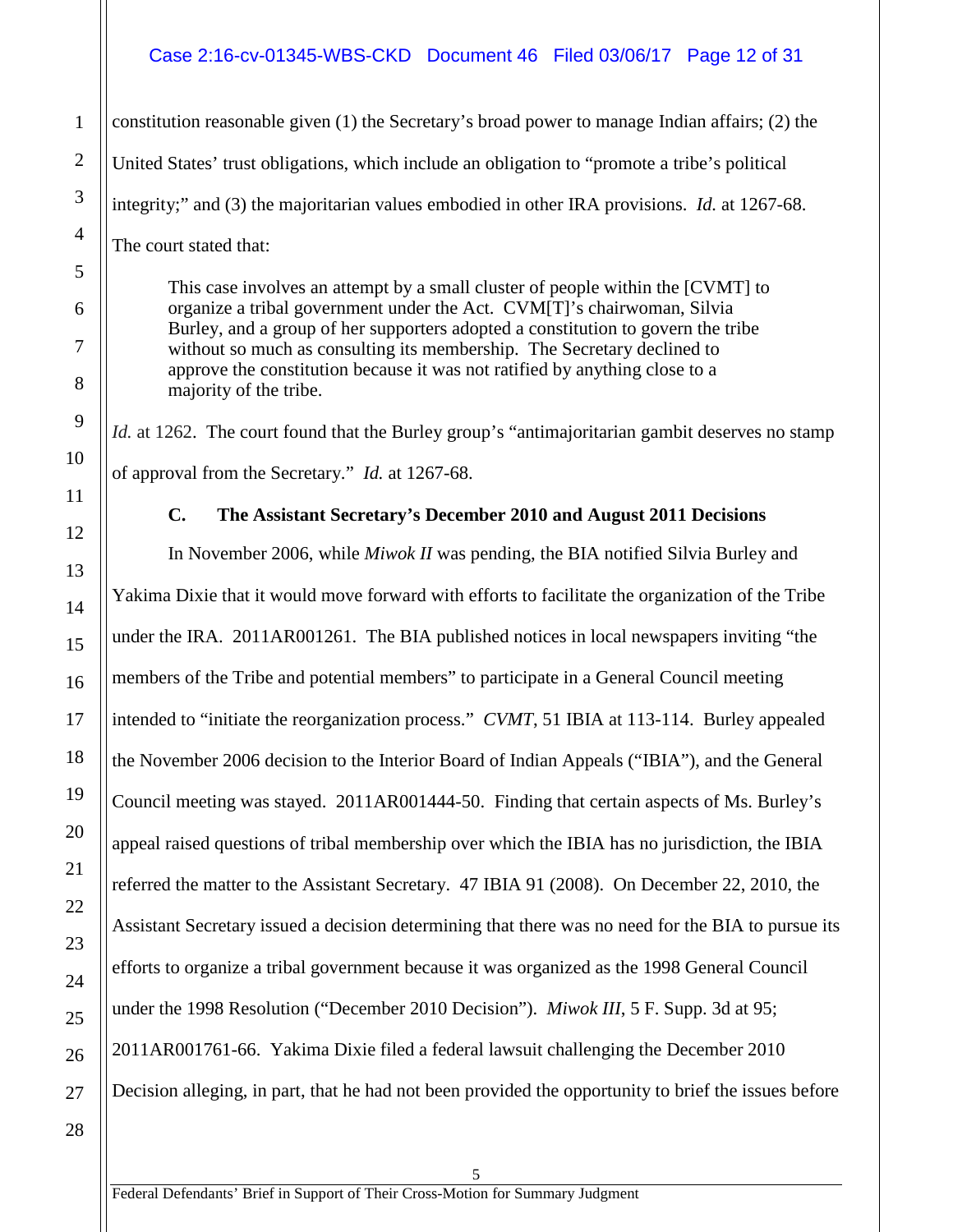constitution reasonable given (1) the Secretary's broad power to manage Indian affairs; (2) the United States' trust obligations, which include an obligation to "promote a tribe's political integrity;" and (3) the majoritarian values embodied in other IRA provisions. *Id.* at 1267-68. The court stated that:

> This case involves an attempt by a small cluster of people within the [CVMT] to organize a tribal government under the Act. CVM[T]'s chairwoman, Silvia Burley, and a group of her supporters adopted a constitution to govern the tribe without so much as consulting its membership. The Secretary declined to approve the constitution because it was not ratified by anything close to a majority of the tribe.

*Id.* at 1262. The court found that the Burley group's "antimajoritarian gambit deserves no stamp of approval from the Secretary." *Id.* at 1267-68.

### C. The Assistant Secretary's December 2010 and August 2011 Decisions

In November 2006, while *Miwok II* was pending, the BIA notified Silvia Burley and Yakima Dixie that it would move forward with efforts to facilitate the organization of the Tribe under the IRA. 2011AR001261. The BIA published notices in local newspapers inviting "the members of the Tribe and potential members" to participate in a General Council meeting intended to "initiate the reorganization process." *CVMT*, 51 IBIA at 113-114. Burley appealed the November 2006 decision to the Interior Board of Indian Appeals ("IBIA"), and the General Council meeting was stayed. 2011AR001444-50. Finding that certain aspects of Ms. Burley's appeal raised questions of tribal membership over which the IBIA has no jurisdiction, the IBIA referred the matter to the Assistant Secretary. 47 IBIA 91 (2008). On December 22, 2010, the Assistant Secretary issued a decision determining that there was no need for the BIA to pursue its efforts to organize a tribal government because it was organized as the 1998 General Council under the 1998 Resolution ("December 2010 Decision"). *Miwok III*, 5 F. Supp. 3d at 95; 2011AR001761-66. Yakima Dixie filed a federal lawsuit challenging the December 2010 Decision alleging, in part, that he had not been provided the opportunity to brief the issues before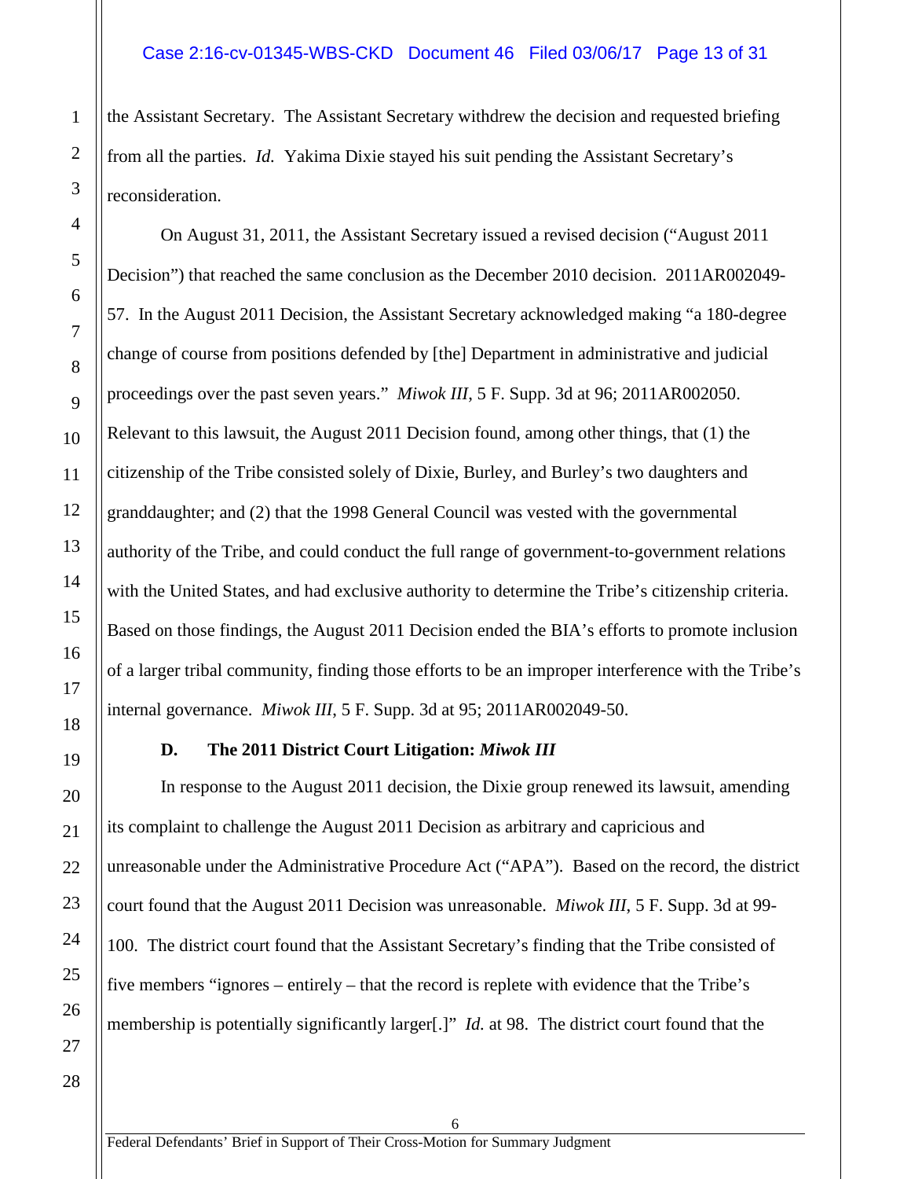the Assistant Secretary. The Assistant Secretary withdrew the decision and requested briefing from all the parties. *Id.* Yakima Dixie stayed his suit pending the Assistant Secretary's reconsideration.

On August 31, 2011, the Assistant Secretary issued a revised decision ("August 2011 Decision") that reached the same conclusion as the December 2010 decision. 2011AR002049-57. In the August 2011 Decision, the Assistant Secretary acknowledged making "a 180-degree change of course from positions defended by [the] Department in administrative and judicial proceedings over the past seven years." *Miwok III*, 5 F. Supp. 3d at 96; 2011AR002050. Relevant to this lawsuit, the August 2011 Decision found, among other things, that (1) the citizenship of the Tribe consisted solely of Dixie, Burley, and Burley's two daughters and granddaughter; and (2) that the 1998 General Council was vested with the governmental authority of the Tribe, and could conduct the full range of government-to-government relations with the United States, and had exclusive authority to determine the Tribe's citizenship criteria. Based on those findings, the August 2011 Decision ended the BIA's efforts to promote inclusion of a larger tribal community, finding those efforts to be an improper interference with the Tribe's internal governance. *Miwok III*, 5 F. Supp. 3d at 95; 2011AR002049-50.

### D. The 2011 District Court Litigation: *Miwok III*

In response to the August 2011 decision, the Dixie group renewed its lawsuit, amending its complaint to challenge the August 2011 Decision as arbitrary and capricious and unreasonable under the Administrative Procedure Act ("APA"). Based on the record, the district court found that the August 2011 Decision was unreasonable. *Miwok III*, 5 F. Supp. 3d at 99-100. The district court found that the Assistant Secretary's finding that the Tribe consisted of five members "ignores – entirely – that the record is replete with evidence that the Tribe's membership is potentially significantly larger[.]" *Id.* at 98. The district court found that the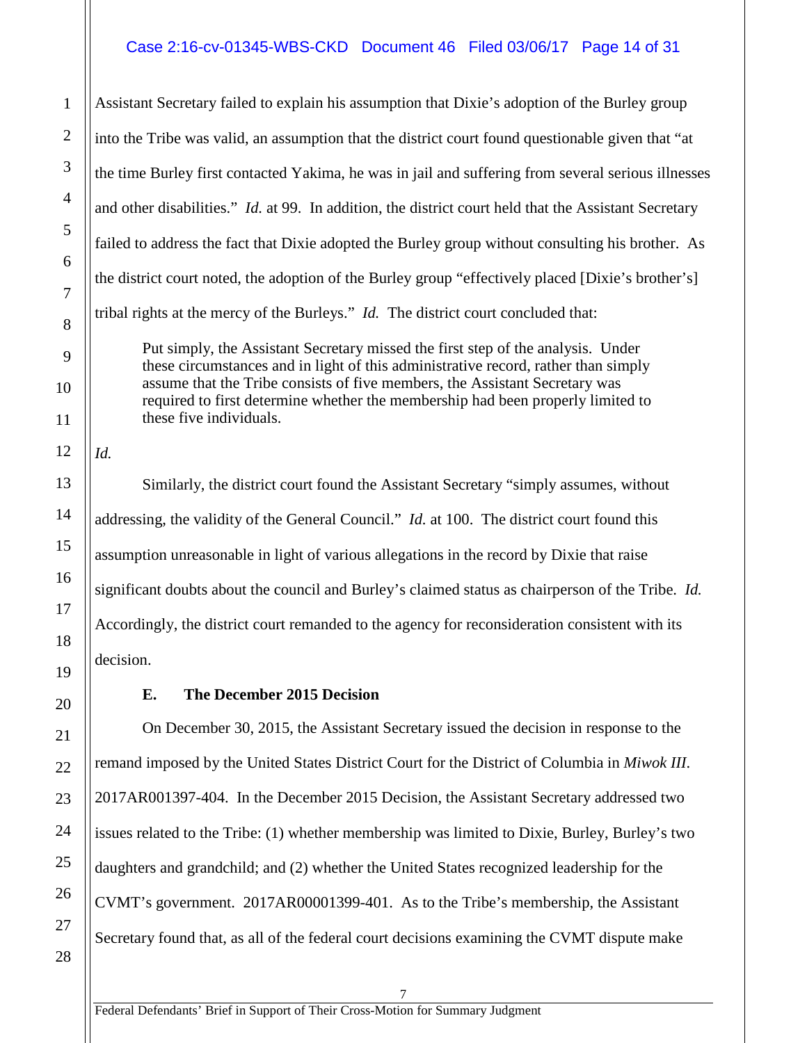Assistant Secretary failed to explain his assumption that Dixie's adoption of the Burley group into the Tribe was valid, an assumption that the district court found questionable given that "at the time Burley first contacted Yakima, he was in jail and suffering from several serious illnesses and other disabilities." *Id.* at 99. In addition, the district court held that the Assistant Secretary failed to address the fact that Dixie adopted the Burley group without consulting his brother. As the district court noted, the adoption of the Burley group "effectively placed [Dixie's brother's] tribal rights at the mercy of the Burleys." *Id.* The district court concluded that:

> Put simply, the Assistant Secretary missed the first step of the analysis. Under these circumstances and in light of this administrative record, rather than simply assume that the Tribe consists of five members, the Assistant Secretary was required to first determine whether the membership had been properly limited to these five individuals.

*Id.*

Similarly, the district court found the Assistant Secretary "simply assumes, without addressing, the validity of the General Council." *Id.* at 100. The district court found this assumption unreasonable in light of various allegations in the record by Dixie that raise significant doubts about the council and Burley's claimed status as chairperson of the Tribe. *Id.* Accordingly, the district court remanded to the agency for reconsideration consistent with its decision.

### E. The December 2015 Decision

On December 30, 2015, the Assistant Secretary issued the decision in response to the remand imposed by the United States District Court for the District of Columbia in *Miwok III*. 2017AR001397-404. In the December 2015 Decision, the Assistant Secretary addressed two issues related to the Tribe: (1) whether membership was limited to Dixie, Burley, Burley's two daughters and grandchild; and (2) whether the United States recognized leadership for the CVMT's government. 2017AR00001399-401. As to the Tribe's membership, the Assistant Secretary found that, as all of the federal court decisions examining the CVMT dispute make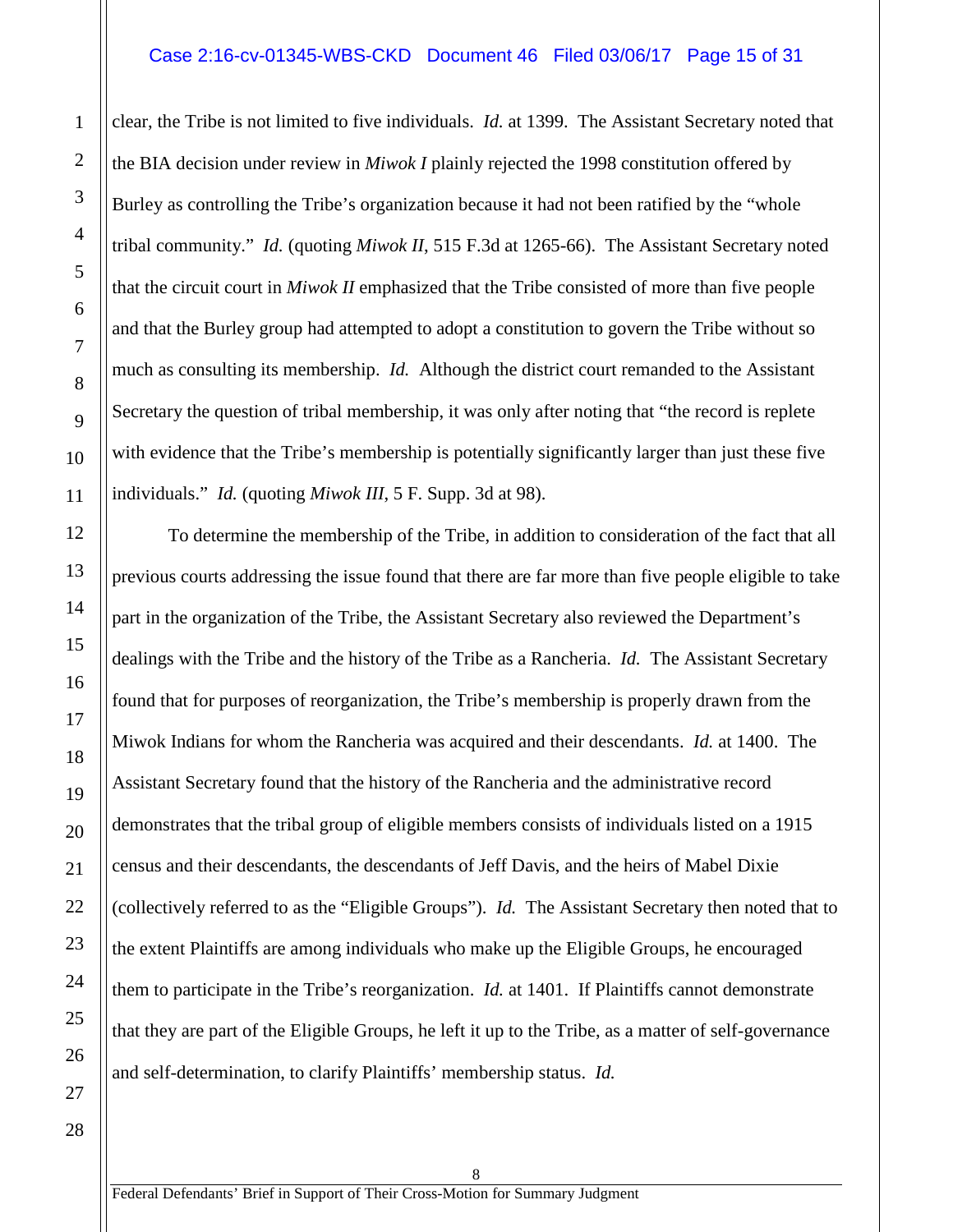clear, the Tribe is not limited to five individuals. *Id.* at 1399. The Assistant Secretary noted that the BIA decision under review in *Miwok I* plainly rejected the 1998 constitution offered by Burley as controlling the Tribe's organization because it had not been ratified by the "whole tribal community." *Id.* (quoting *Miwok II*, 515 F.3d at 1265-66). The Assistant Secretary noted that the circuit court in *Miwok II* emphasized that the Tribe consisted of more than five people and that the Burley group had attempted to adopt a constitution to govern the Tribe without so much as consulting its membership. *Id.* Although the district court remanded to the Assistant Secretary the question of tribal membership, it was only after noting that "the record is replete with evidence that the Tribe's membership is potentially significantly larger than just these five individuals." *Id.* (quoting *Miwok III*, 5 F. Supp. 3d at 98).

To determine the membership of the Tribe, in addition to consideration of the fact that all previous courts addressing the issue found that there are far more than five people eligible to take part in the organization of the Tribe, the Assistant Secretary also reviewed the Department's dealings with the Tribe and the history of the Tribe as a Rancheria. *Id.* The Assistant Secretary found that for purposes of reorganization, the Tribe's membership is properly drawn from the Miwok Indians for whom the Rancheria was acquired and their descendants. *Id.* at 1400. The Assistant Secretary found that the history of the Rancheria and the administrative record demonstrates that the tribal group of eligible members consists of individuals listed on a 1915 census and their descendants, the descendants of Jeff Davis, and the heirs of Mabel Dixie (collectively referred to as the "Eligible Groups"). *Id.* The Assistant Secretary then noted that to the extent Plaintiffs are among individuals who make up the Eligible Groups, he encouraged them to participate in the Tribe's reorganization. *Id.* at 1401. If Plaintiffs cannot demonstrate that they are part of the Eligible Groups, he left it up to the Tribe, as a matter of self-governance and self-determination, to clarify Plaintiffs' membership status. *Id.*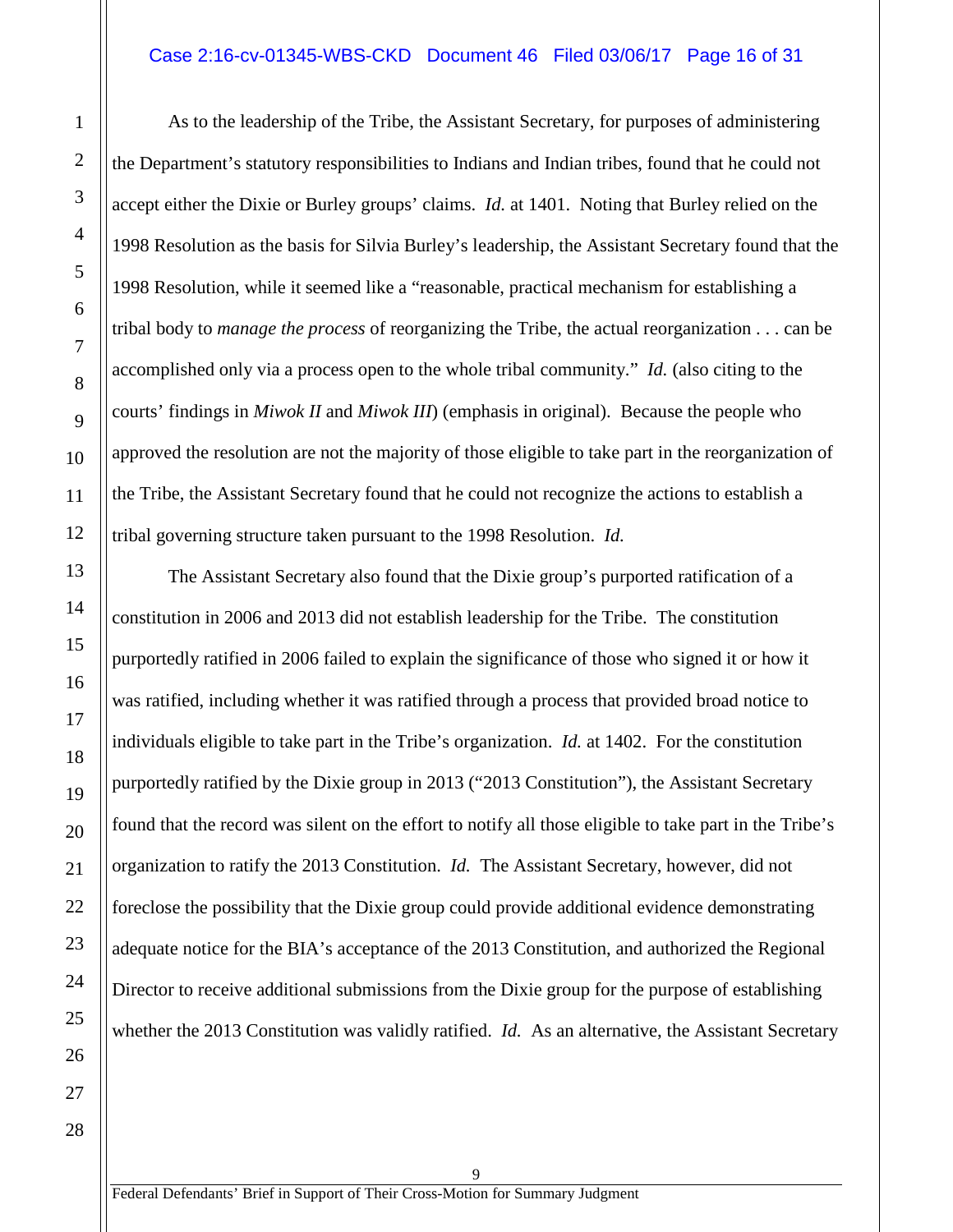As to the leadership of the Tribe, the Assistant Secretary, for purposes of administering the Department's statutory responsibilities to Indians and Indian tribes, found that he could not accept either the Dixie or Burley groups' claims. *Id.* at 1401. Noting that Burley relied on the 1998 Resolution as the basis for Silvia Burley's leadership, the Assistant Secretary found that the 1998 Resolution, while it seemed like a "reasonable, practical mechanism for establishing a tribal body to *manage the process* of reorganizing the Tribe, the actual reorganization . . . can be accomplished only via a process open to the whole tribal community." *Id.* (also citing to the courts' findings in *Miwok II* and *Miwok III*) (emphasis in original). Because the people who approved the resolution are not the majority of those eligible to take part in the reorganization of the Tribe, the Assistant Secretary found that he could not recognize the actions to establish a tribal governing structure taken pursuant to the 1998 Resolution. *Id.*

The Assistant Secretary also found that the Dixie group's purported ratification of a constitution in 2006 and 2013 did not establish leadership for the Tribe. The constitution purportedly ratified in 2006 failed to explain the significance of those who signed it or how it was ratified, including whether it was ratified through a process that provided broad notice to individuals eligible to take part in the Tribe's organization. *Id.* at 1402. For the constitution purportedly ratified by the Dixie group in 2013 ("2013 Constitution"), the Assistant Secretary found that the record was silent on the effort to notify all those eligible to take part in the Tribe's organization to ratify the 2013 Constitution. *Id.* The Assistant Secretary, however, did not foreclose the possibility that the Dixie group could provide additional evidence demonstrating adequate notice for the BIA's acceptance of the 2013 Constitution, and authorized the Regional Director to receive additional submissions from the Dixie group for the purpose of establishing whether the 2013 Constitution was validly ratified. *Id.* As an alternative, the Assistant Secretary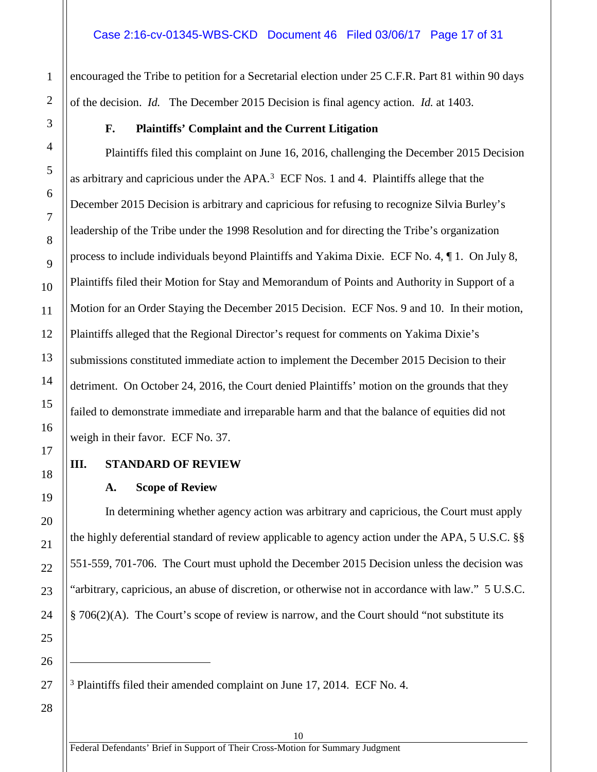encouraged the Tribe to petition for a Secretarial election under 25 C.F.R. Part 81 within 90 days of the decision. *Id.* The December 2015 Decision is final agency action. *Id.* at 1403.

### F. Plaintiffs' Complaint and the Current Litigation

Plaintiffs filed this complaint on June 16, 2016, challenging the December 2015 Decision as arbitrary and capricious under the APA.[3] ECF Nos. 1 and 4. Plaintiffs allege that the December 2015 Decision is arbitrary and capricious for refusing to recognize Silvia Burley's leadership of the Tribe under the 1998 Resolution and for directing the Tribe's organization process to include individuals beyond Plaintiffs and Yakima Dixie. ECF No. 4, ¶ 1. On July 8, Plaintiffs filed their Motion for Stay and Memorandum of Points and Authority in Support of a Motion for an Order Staying the December 2015 Decision. ECF Nos. 9 and 10. In their motion, Plaintiffs alleged that the Regional Director's request for comments on Yakima Dixie's submissions constituted immediate action to implement the December 2015 Decision to their detriment. On October 24, 2016, the Court denied Plaintiffs' motion on the grounds that they failed to demonstrate immediate and irreparable harm and that the balance of equities did not weigh in their favor. ECF No. 37.

## III. STANDARD OF REVIEW

### A. Scope of Review

In determining whether agency action was arbitrary and capricious, the Court must apply the highly deferential standard of review applicable to agency action under the APA, 5 U.S.C. §§ 551-559, 701-706. The Court must uphold the December 2015 Decision unless the decision was "arbitrary, capricious, an abuse of discretion, or otherwise not in accordance with law." 5 U.S.C. § 706(2)(A). The Court's scope of review is narrow, and the Court should "not substitute its

---

[3] Plaintiffs filed their amended complaint on June 17, 2014. ECF No. 4.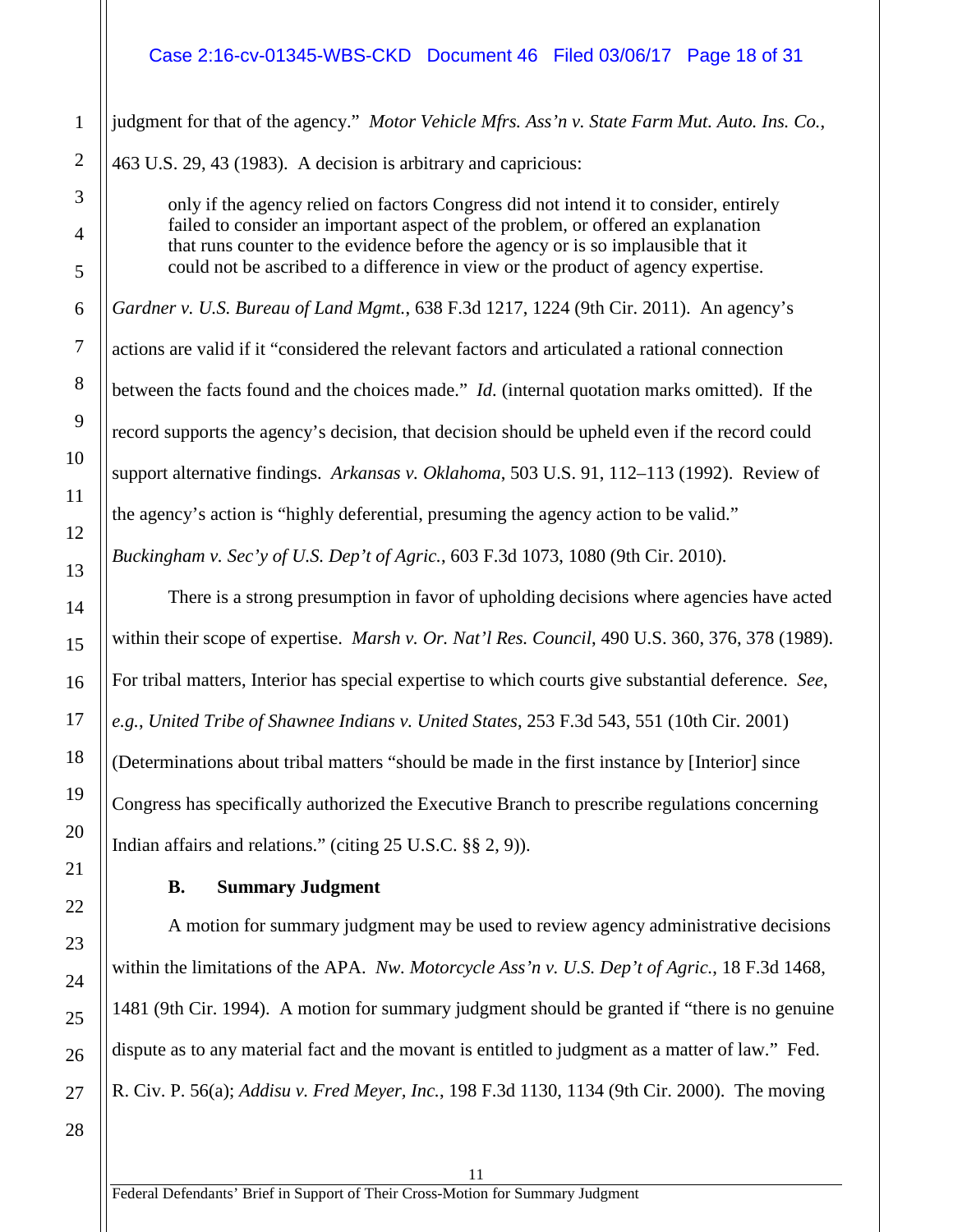judgment for that of the agency." *Motor Vehicle Mfrs. Ass'n v. State Farm Mut. Auto. Ins. Co.*, 463 U.S. 29, 43 (1983). A decision is arbitrary and capricious:

> only if the agency relied on factors Congress did not intend it to consider, entirely failed to consider an important aspect of the problem, or offered an explanation that runs counter to the evidence before the agency or is so implausible that it could not be ascribed to a difference in view or the product of agency expertise.

*Gardner v. U.S. Bureau of Land Mgmt.*, 638 F.3d 1217, 1224 (9th Cir. 2011). An agency's actions are valid if it "considered the relevant factors and articulated a rational connection between the facts found and the choices made." *Id.* (internal quotation marks omitted). If the record supports the agency's decision, that decision should be upheld even if the record could support alternative findings. *Arkansas v. Oklahoma*, 503 U.S. 91, 112–113 (1992). Review of the agency's action is "highly deferential, presuming the agency action to be valid." *Buckingham v. Sec'y of U.S. Dep't of Agric.*, 603 F.3d 1073, 1080 (9th Cir. 2010).

There is a strong presumption in favor of upholding decisions where agencies have acted within their scope of expertise. *Marsh v. Or. Nat'l Res. Council*, 490 U.S. 360, 376, 378 (1989). For tribal matters, Interior has special expertise to which courts give substantial deference. *See, e.g.*, *United Tribe of Shawnee Indians v. United States*, 253 F.3d 543, 551 (10th Cir. 2001) (Determinations about tribal matters "should be made in the first instance by [Interior] since Congress has specifically authorized the Executive Branch to prescribe regulations concerning Indian affairs and relations." (citing 25 U.S.C. §§ 2, 9)).

### B. Summary Judgment

A motion for summary judgment may be used to review agency administrative decisions within the limitations of the APA. *Nw. Motorcycle Ass'n v. U.S. Dep't of Agric.*, 18 F.3d 1468, 1481 (9th Cir. 1994). A motion for summary judgment should be granted if "there is no genuine dispute as to any material fact and the movant is entitled to judgment as a matter of law." Fed. R. Civ. P. 56(a); *Addisu v. Fred Meyer, Inc.*, 198 F.3d 1130, 1134 (9th Cir. 2000). The moving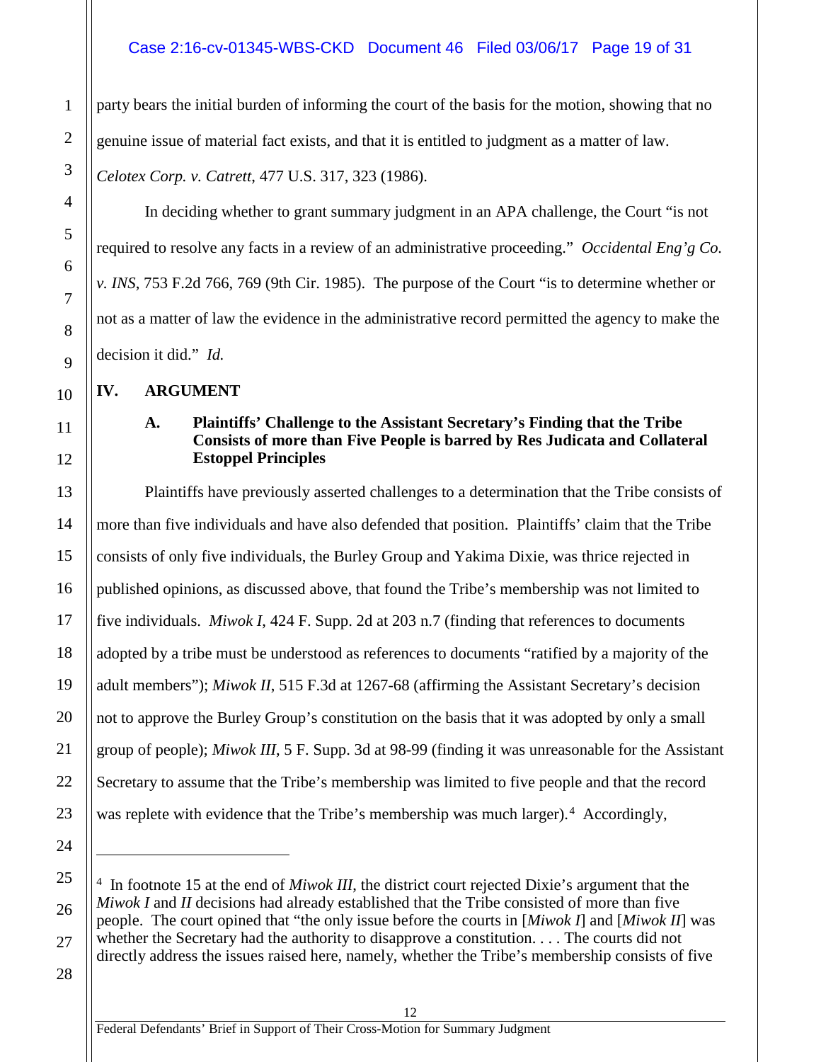party bears the initial burden of informing the court of the basis for the motion, showing that no genuine issue of material fact exists, and that it is entitled to judgment as a matter of law. *Celotex Corp. v. Catrett*, 477 U.S. 317, 323 (1986).

In deciding whether to grant summary judgment in an APA challenge, the Court "is not required to resolve any facts in a review of an administrative proceeding." *Occidental Eng'g Co. v. INS*, 753 F.2d 766, 769 (9th Cir. 1985). The purpose of the Court "is to determine whether or not as a matter of law the evidence in the administrative record permitted the agency to make the decision it did." *Id.*

## IV. ARGUMENT

### A. Plaintiffs' Challenge to the Assistant Secretary's Finding that the Tribe Consists of more than Five People is barred by Res Judicata and Collateral Estoppel Principles

Plaintiffs have previously asserted challenges to a determination that the Tribe consists of more than five individuals and have also defended that position. Plaintiffs' claim that the Tribe consists of only five individuals, the Burley Group and Yakima Dixie, was thrice rejected in published opinions, as discussed above, that found the Tribe's membership was not limited to five individuals. *Miwok I*, 424 F. Supp. 2d at 203 n.7 (finding that references to documents adopted by a tribe must be understood as references to documents "ratified by a majority of the adult members"); *Miwok II*, 515 F.3d at 1267-68 (affirming the Assistant Secretary's decision not to approve the Burley Group's constitution on the basis that it was adopted by only a small group of people); *Miwok III*, 5 F. Supp. 3d at 98-99 (finding it was unreasonable for the Assistant Secretary to assume that the Tribe's membership was limited to five people and that the record was replete with evidence that the Tribe's membership was much larger).[4] Accordingly,

---

[4] In footnote 15 at the end of *Miwok III*, the district court rejected Dixie's argument that the *Miwok I* and *II* decisions had already established that the Tribe consisted of more than five people. The court opined that "the only issue before the courts in [*Miwok I*] and [*Miwok II*] was whether the Secretary had the authority to disapprove a constitution. . . . The courts did not directly address the issues raised here, namely, whether the Tribe's membership consists of five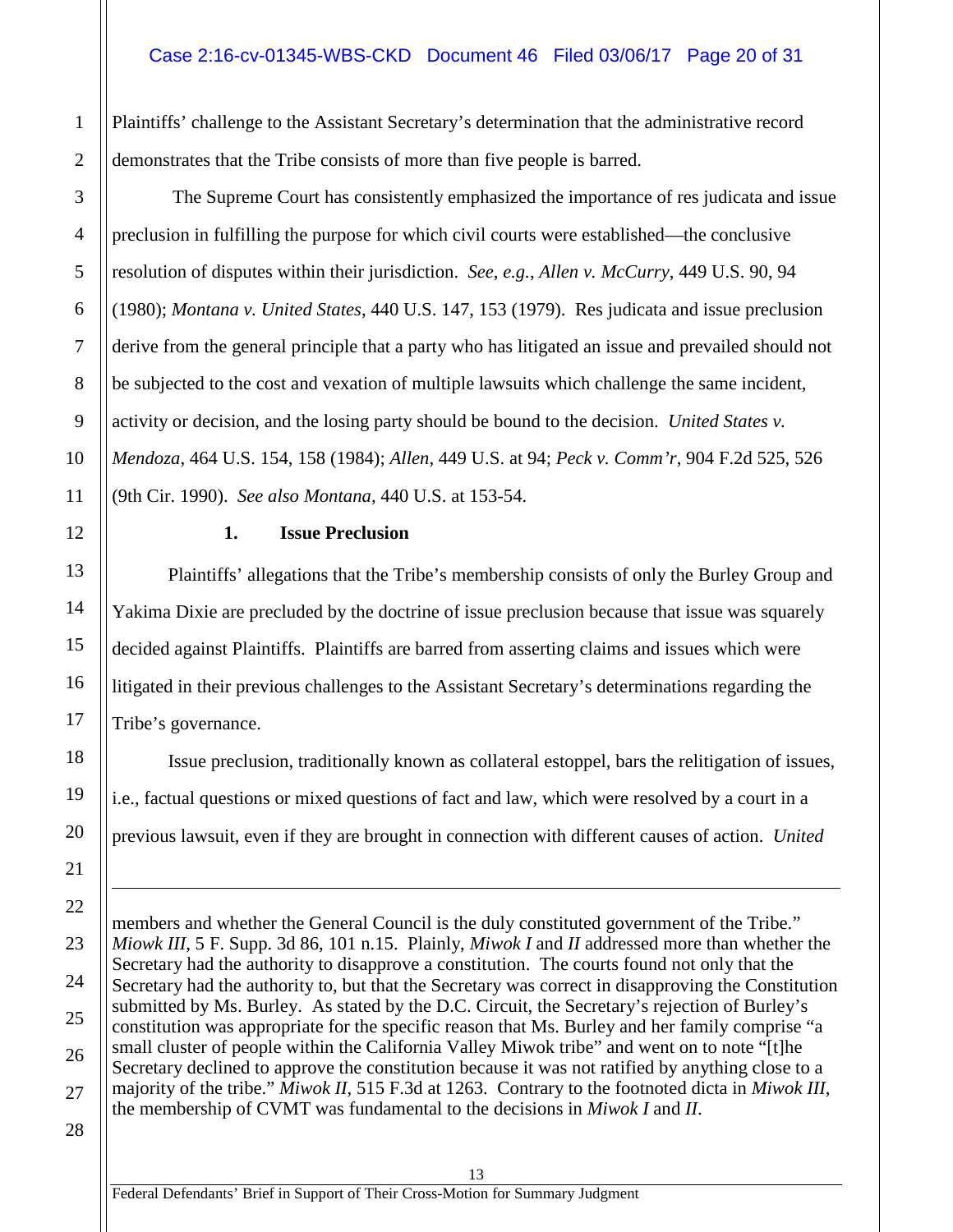Plaintiffs' challenge to the Assistant Secretary's determination that the administrative record demonstrates that the Tribe consists of more than five people is barred.

The Supreme Court has consistently emphasized the importance of res judicata and issue preclusion in fulfilling the purpose for which civil courts were established—the conclusive resolution of disputes within their jurisdiction. *See, e.g.*, *Allen v. McCurry*, 449 U.S. 90, 94 (1980); *Montana v. United States*, 440 U.S. 147, 153 (1979). Res judicata and issue preclusion derive from the general principle that a party who has litigated an issue and prevailed should not be subjected to the cost and vexation of multiple lawsuits which challenge the same incident, activity or decision, and the losing party should be bound to the decision. *United States v. Mendoza*, 464 U.S. 154, 158 (1984); *Allen*, 449 U.S. at 94; *Peck v. Comm'r*, 904 F.2d 525, 526 (9th Cir. 1990). *See also Montana*, 440 U.S. at 153-54.

### 1. Issue Preclusion

Plaintiffs' allegations that the Tribe's membership consists of only the Burley Group and Yakima Dixie are precluded by the doctrine of issue preclusion because that issue was squarely decided against Plaintiffs. Plaintiffs are barred from asserting claims and issues which were litigated in their previous challenges to the Assistant Secretary's determinations regarding the Tribe's governance.

Issue preclusion, traditionally known as collateral estoppel, bars the relitigation of issues, i.e., factual questions or mixed questions of fact and law, which were resolved by a court in a previous lawsuit, even if they are brought in connection with different causes of action. *United*

---

members and whether the General Council is the duly constituted government of the Tribe." *Miowk III*, 5 F. Supp. 3d 86, 101 n.15. Plainly, *Miwok I* and *II* addressed more than whether the Secretary had the authority to disapprove a constitution. The courts found not only that the Secretary had the authority to, but that the Secretary was correct in disapproving the Constitution submitted by Ms. Burley. As stated by the D.C. Circuit, the Secretary's rejection of Burley's constitution was appropriate for the specific reason that Ms. Burley and her family comprise "a small cluster of people within the California Valley Miwok tribe" and went on to note "[t]he Secretary declined to approve the constitution because it was not ratified by anything close to a majority of the tribe." *Miwok II*, 515 F.3d at 1263. Contrary to the footnoted dicta in *Miwok III*, the membership of CVMT was fundamental to the decisions in *Miwok I* and *II*.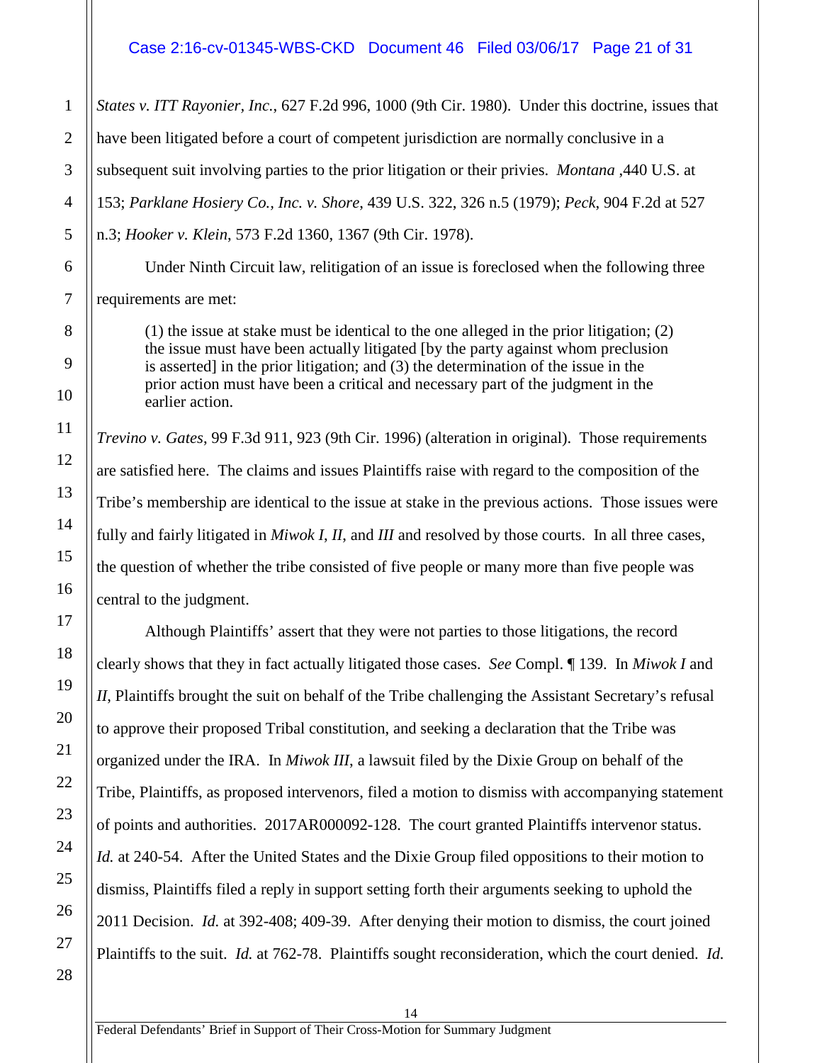*States v. ITT Rayonier, Inc.*, 627 F.2d 996, 1000 (9th Cir. 1980). Under this doctrine, issues that have been litigated before a court of competent jurisdiction are normally conclusive in a subsequent suit involving parties to the prior litigation or their privies. *Montana* ,440 U.S. at 153; *Parklane Hosiery Co., Inc. v. Shore*, 439 U.S. 322, 326 n.5 (1979); *Peck*, 904 F.2d at 527 n.3; *Hooker v. Klein*, 573 F.2d 1360, 1367 (9th Cir. 1978).

Under Ninth Circuit law, relitigation of an issue is foreclosed when the following three requirements are met:

> (1) the issue at stake must be identical to the one alleged in the prior litigation; (2) the issue must have been actually litigated [by the party against whom preclusion is asserted] in the prior litigation; and (3) the determination of the issue in the prior action must have been a critical and necessary part of the judgment in the earlier action.

*Trevino v. Gates*, 99 F.3d 911, 923 (9th Cir. 1996) (alteration in original). Those requirements are satisfied here. The claims and issues Plaintiffs raise with regard to the composition of the Tribe's membership are identical to the issue at stake in the previous actions. Those issues were fully and fairly litigated in *Miwok I*, *II*, and *III* and resolved by those courts. In all three cases, the question of whether the tribe consisted of five people or many more than five people was central to the judgment.

Although Plaintiffs' assert that they were not parties to those litigations, the record clearly shows that they in fact actually litigated those cases. *See* Compl. ¶ 139. In *Miwok I* and *II*, Plaintiffs brought the suit on behalf of the Tribe challenging the Assistant Secretary's refusal to approve their proposed Tribal constitution, and seeking a declaration that the Tribe was organized under the IRA. In *Miwok III*, a lawsuit filed by the Dixie Group on behalf of the Tribe, Plaintiffs, as proposed intervenors, filed a motion to dismiss with accompanying statement of points and authorities. 2017AR000092-128. The court granted Plaintiffs intervenor status. *Id.* at 240-54. After the United States and the Dixie Group filed oppositions to their motion to dismiss, Plaintiffs filed a reply in support setting forth their arguments seeking to uphold the 2011 Decision. *Id.* at 392-408; 409-39. After denying their motion to dismiss, the court joined Plaintiffs to the suit. *Id.* at 762-78. Plaintiffs sought reconsideration, which the court denied. *Id.*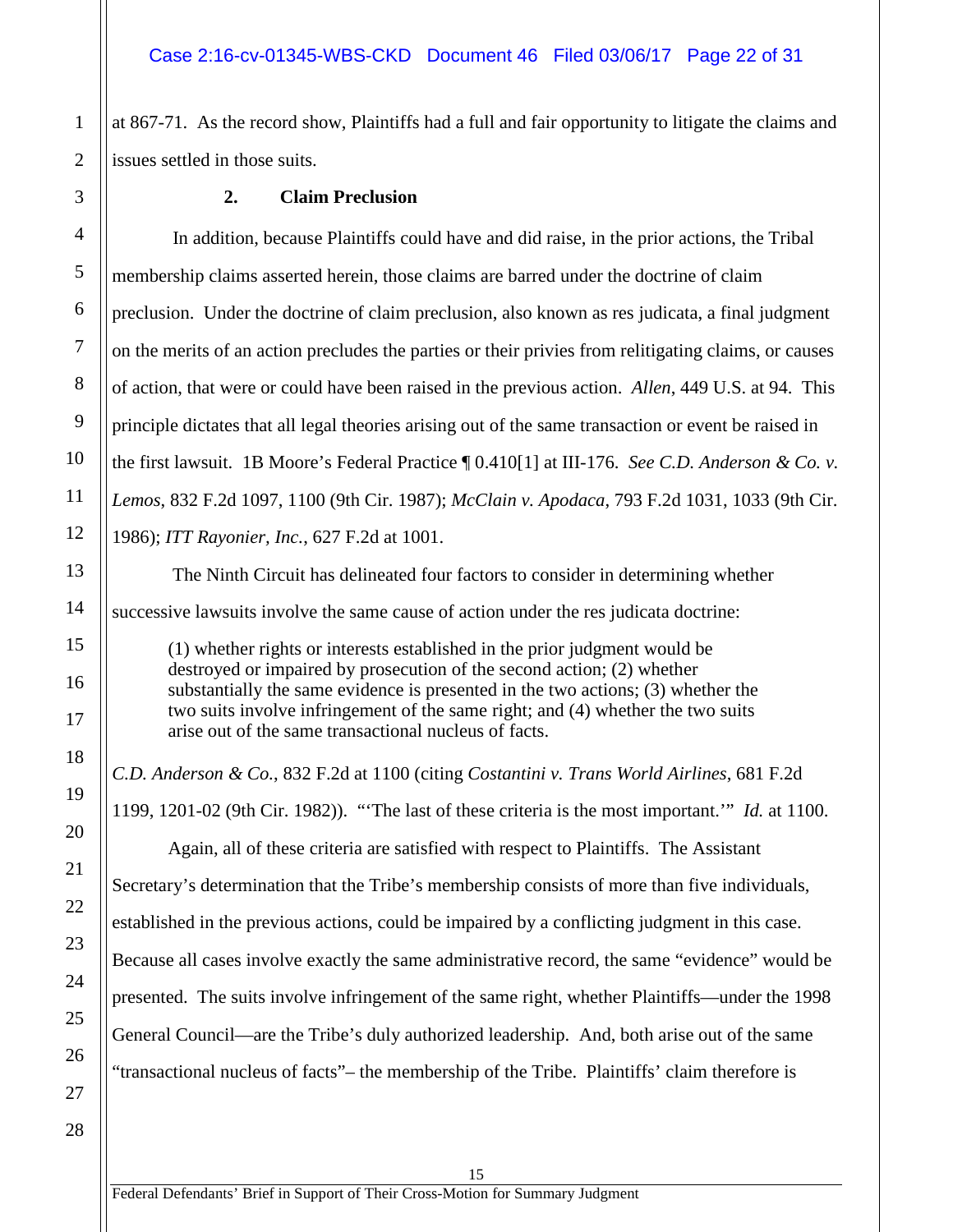at 867-71. As the record show, Plaintiffs had a full and fair opportunity to litigate the claims and issues settled in those suits.

### 2. Claim Preclusion

In addition, because Plaintiffs could have and did raise, in the prior actions, the Tribal membership claims asserted herein, those claims are barred under the doctrine of claim preclusion. Under the doctrine of claim preclusion, also known as res judicata, a final judgment on the merits of an action precludes the parties or their privies from relitigating claims, or causes of action, that were or could have been raised in the previous action. *Allen*, 449 U.S. at 94. This principle dictates that all legal theories arising out of the same transaction or event be raised in the first lawsuit. 1B Moore's Federal Practice ¶ 0.410[1] at III-176. *See C.D. Anderson & Co. v. Lemos*, 832 F.2d 1097, 1100 (9th Cir. 1987); *McClain v. Apodaca*, 793 F.2d 1031, 1033 (9th Cir. 1986); *ITT Rayonier, Inc.*, 627 F.2d at 1001.

The Ninth Circuit has delineated four factors to consider in determining whether successive lawsuits involve the same cause of action under the res judicata doctrine:

> (1) whether rights or interests established in the prior judgment would be destroyed or impaired by prosecution of the second action; (2) whether substantially the same evidence is presented in the two actions; (3) whether the two suits involve infringement of the same right; and (4) whether the two suits arise out of the same transactional nucleus of facts.

*C.D. Anderson & Co.*, 832 F.2d at 1100 (citing *Costantini v. Trans World Airlines*, 681 F.2d 1199, 1201-02 (9th Cir. 1982)). "'The last of these criteria is the most important.'" *Id.* at 1100.

Again, all of these criteria are satisfied with respect to Plaintiffs. The Assistant Secretary's determination that the Tribe's membership consists of more than five individuals, established in the previous actions, could be impaired by a conflicting judgment in this case. Because all cases involve exactly the same administrative record, the same "evidence" would be presented. The suits involve infringement of the same right, whether Plaintiffs—under the 1998 General Council—are the Tribe's duly authorized leadership. And, both arise out of the same "transactional nucleus of facts"– the membership of the Tribe. Plaintiffs' claim therefore is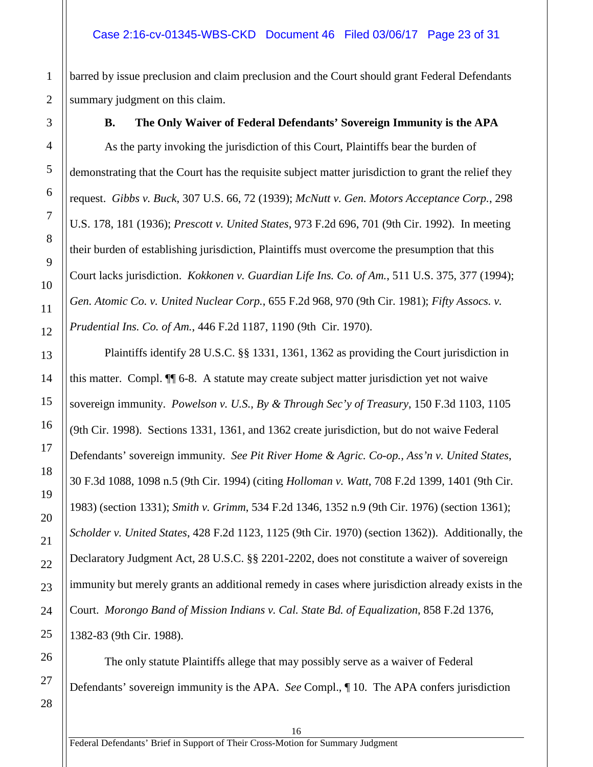barred by issue preclusion and claim preclusion and the Court should grant Federal Defendants summary judgment on this claim.

### B. The Only Waiver of Federal Defendants' Sovereign Immunity is the APA

As the party invoking the jurisdiction of this Court, Plaintiffs bear the burden of demonstrating that the Court has the requisite subject matter jurisdiction to grant the relief they request. *Gibbs v. Buck*, 307 U.S. 66, 72 (1939); *McNutt v. Gen. Motors Acceptance Corp.*, 298 U.S. 178, 181 (1936); *Prescott v. United States*, 973 F.2d 696, 701 (9th Cir. 1992). In meeting their burden of establishing jurisdiction, Plaintiffs must overcome the presumption that this Court lacks jurisdiction. *Kokkonen v. Guardian Life Ins. Co. of Am.*, 511 U.S. 375, 377 (1994); *Gen. Atomic Co. v. United Nuclear Corp.*, 655 F.2d 968, 970 (9th Cir. 1981); *Fifty Assocs. v. Prudential Ins. Co. of Am.*, 446 F.2d 1187, 1190 (9th Cir. 1970).

Plaintiffs identify 28 U.S.C. §§ 1331, 1361, 1362 as providing the Court jurisdiction in this matter. Compl. ¶¶ 6-8. A statute may create subject matter jurisdiction yet not waive sovereign immunity. *Powelson v. U.S., By & Through Sec'y of Treasury*, 150 F.3d 1103, 1105 (9th Cir. 1998). Sections 1331, 1361, and 1362 create jurisdiction, but do not waive Federal Defendants' sovereign immunity. *See Pit River Home & Agric. Co-op., Ass'n v. United States*, 30 F.3d 1088, 1098 n.5 (9th Cir. 1994) (citing *Holloman v. Watt*, 708 F.2d 1399, 1401 (9th Cir. 1983) (section 1331); *Smith v. Grimm*, 534 F.2d 1346, 1352 n.9 (9th Cir. 1976) (section 1361); *Scholder v. United States*, 428 F.2d 1123, 1125 (9th Cir. 1970) (section 1362)). Additionally, the Declaratory Judgment Act, 28 U.S.C. §§ 2201-2202, does not constitute a waiver of sovereign immunity but merely grants an additional remedy in cases where jurisdiction already exists in the Court. *Morongo Band of Mission Indians v. Cal. State Bd. of Equalization*, 858 F.2d 1376, 1382-83 (9th Cir. 1988).

The only statute Plaintiffs allege that may possibly serve as a waiver of Federal Defendants' sovereign immunity is the APA. *See* Compl., ¶ 10. The APA confers jurisdiction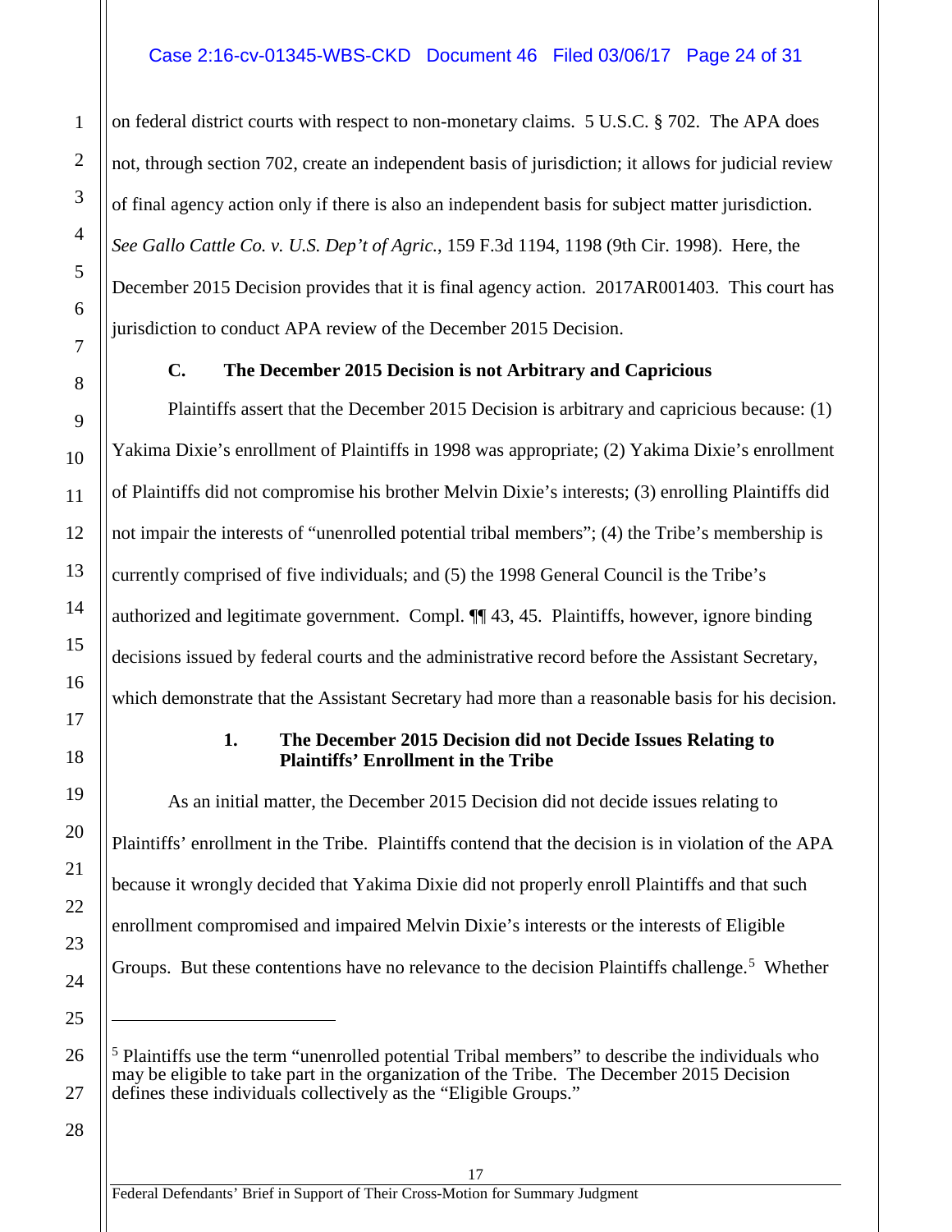on federal district courts with respect to non-monetary claims. 5 U.S.C. § 702. The APA does not, through section 702, create an independent basis of jurisdiction; it allows for judicial review of final agency action only if there is also an independent basis for subject matter jurisdiction. *See Gallo Cattle Co. v. U.S. Dep't of Agric.*, 159 F.3d 1194, 1198 (9th Cir. 1998). Here, the December 2015 Decision provides that it is final agency action. 2017AR001403. This court has jurisdiction to conduct APA review of the December 2015 Decision.

### C. The December 2015 Decision is not Arbitrary and Capricious

Plaintiffs assert that the December 2015 Decision is arbitrary and capricious because: (1) Yakima Dixie's enrollment of Plaintiffs in 1998 was appropriate; (2) Yakima Dixie's enrollment of Plaintiffs did not compromise his brother Melvin Dixie's interests; (3) enrolling Plaintiffs did not impair the interests of "unenrolled potential tribal members"; (4) the Tribe's membership is currently comprised of five individuals; and (5) the 1998 General Council is the Tribe's authorized and legitimate government. Compl. ¶¶ 43, 45. Plaintiffs, however, ignore binding decisions issued by federal courts and the administrative record before the Assistant Secretary, which demonstrate that the Assistant Secretary had more than a reasonable basis for his decision.

#### 1. The December 2015 Decision did not Decide Issues Relating to Plaintiffs' Enrollment in the Tribe

As an initial matter, the December 2015 Decision did not decide issues relating to Plaintiffs' enrollment in the Tribe. Plaintiffs contend that the decision is in violation of the APA because it wrongly decided that Yakima Dixie did not properly enroll Plaintiffs and that such enrollment compromised and impaired Melvin Dixie's interests or the interests of Eligible Groups. But these contentions have no relevance to the decision Plaintiffs challenge.[5] Whether

---

[5] Plaintiffs use the term "unenrolled potential Tribal members" to describe the individuals who may be eligible to take part in the organization of the Tribe. The December 2015 Decision defines these individuals collectively as the "Eligible Groups."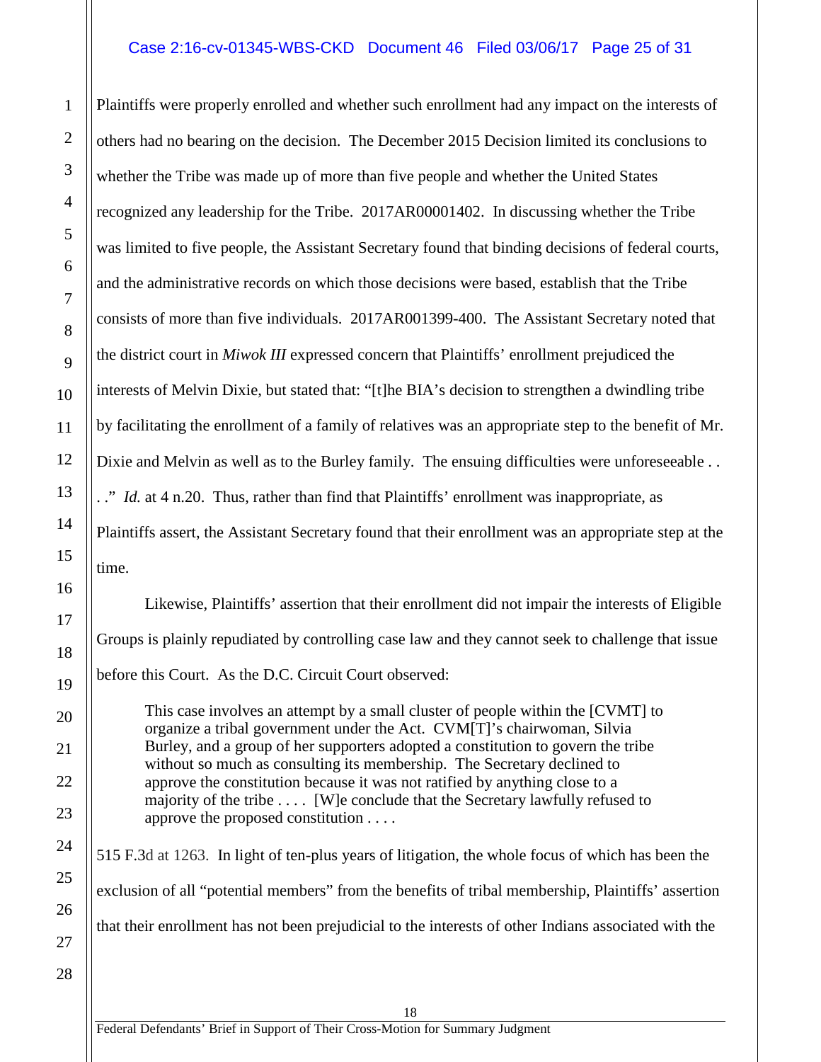Plaintiffs were properly enrolled and whether such enrollment had any impact on the interests of others had no bearing on the decision. The December 2015 Decision limited its conclusions to whether the Tribe was made up of more than five people and whether the United States recognized any leadership for the Tribe. 2017AR00001402. In discussing whether the Tribe was limited to five people, the Assistant Secretary found that binding decisions of federal courts, and the administrative records on which those decisions were based, establish that the Tribe consists of more than five individuals. 2017AR001399-400. The Assistant Secretary noted that the district court in *Miwok III* expressed concern that Plaintiffs' enrollment prejudiced the interests of Melvin Dixie, but stated that: "[t]he BIA's decision to strengthen a dwindling tribe by facilitating the enrollment of a family of relatives was an appropriate step to the benefit of Mr. Dixie and Melvin as well as to the Burley family. The ensuing difficulties were unforeseeable . . . ." *Id.* at 4 n.20. Thus, rather than find that Plaintiffs' enrollment was inappropriate, as Plaintiffs assert, the Assistant Secretary found that their enrollment was an appropriate step at the time.

Likewise, Plaintiffs' assertion that their enrollment did not impair the interests of Eligible Groups is plainly repudiated by controlling case law and they cannot seek to challenge that issue before this Court. As the D.C. Circuit Court observed:

> This case involves an attempt by a small cluster of people within the [CVMT] to organize a tribal government under the Act. CVM[T]'s chairwoman, Silvia Burley, and a group of her supporters adopted a constitution to govern the tribe without so much as consulting its membership. The Secretary declined to approve the constitution because it was not ratified by anything close to a majority of the tribe . . . . [W]e conclude that the Secretary lawfully refused to approve the proposed constitution . . . .

515 F.3d at 1263. In light of ten-plus years of litigation, the whole focus of which has been the exclusion of all "potential members" from the benefits of tribal membership, Plaintiffs' assertion that their enrollment has not been prejudicial to the interests of other Indians associated with the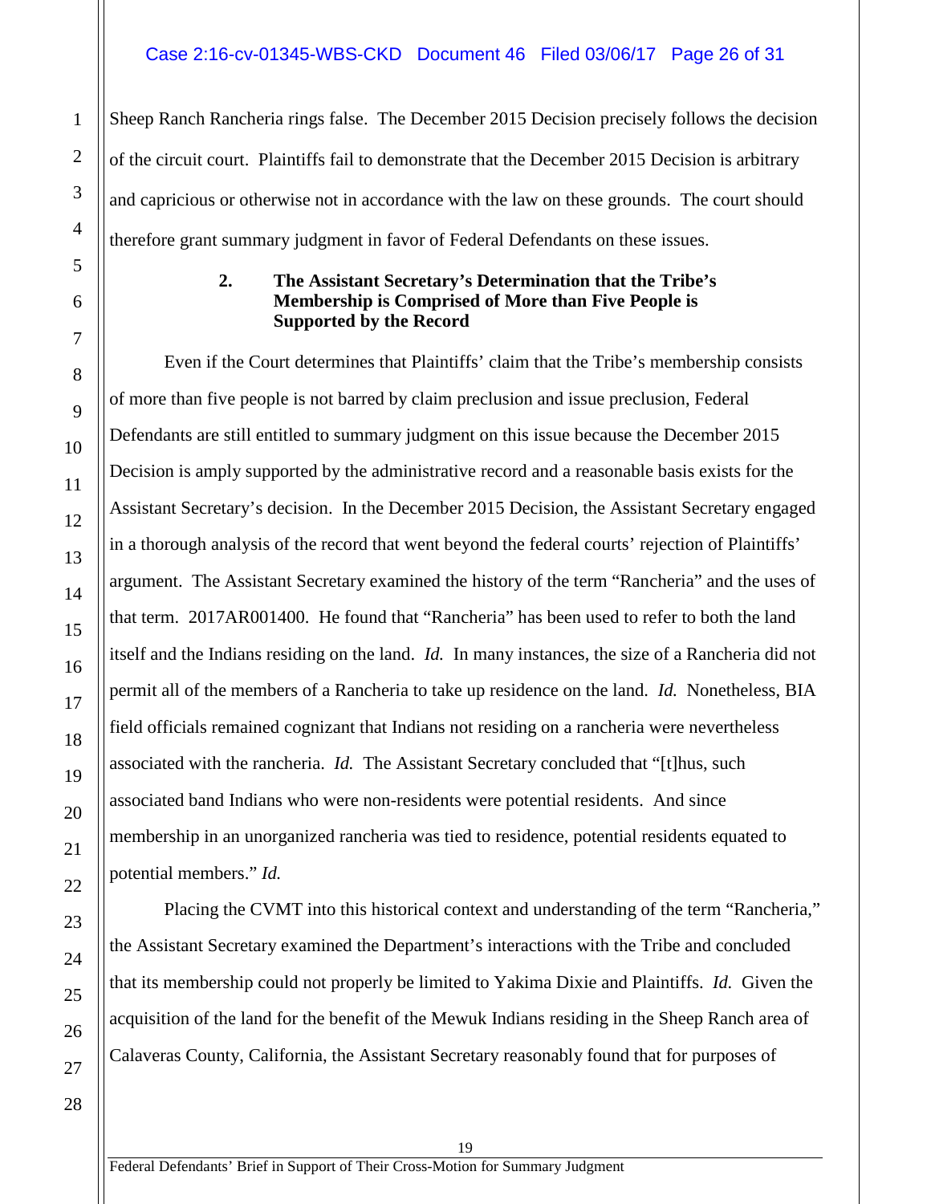Sheep Ranch Rancheria rings false. The December 2015 Decision precisely follows the decision of the circuit court. Plaintiffs fail to demonstrate that the December 2015 Decision is arbitrary and capricious or otherwise not in accordance with the law on these grounds. The court should therefore grant summary judgment in favor of Federal Defendants on these issues.

### 2. The Assistant Secretary's Determination that the Tribe's Membership is Comprised of More than Five People is Supported by the Record

Even if the Court determines that Plaintiffs' claim that the Tribe's membership consists of more than five people is not barred by claim preclusion and issue preclusion, Federal Defendants are still entitled to summary judgment on this issue because the December 2015 Decision is amply supported by the administrative record and a reasonable basis exists for the Assistant Secretary's decision. In the December 2015 Decision, the Assistant Secretary engaged in a thorough analysis of the record that went beyond the federal courts' rejection of Plaintiffs' argument. The Assistant Secretary examined the history of the term "Rancheria" and the uses of that term. 2017AR001400. He found that "Rancheria" has been used to refer to both the land itself and the Indians residing on the land. *Id.* In many instances, the size of a Rancheria did not permit all of the members of a Rancheria to take up residence on the land. *Id.* Nonetheless, BIA field officials remained cognizant that Indians not residing on a rancheria were nevertheless associated with the rancheria. *Id.* The Assistant Secretary concluded that "[t]hus, such associated band Indians who were non-residents were potential residents. And since membership in an unorganized rancheria was tied to residence, potential residents equated to potential members." *Id.*

Placing the CVMT into this historical context and understanding of the term "Rancheria," the Assistant Secretary examined the Department's interactions with the Tribe and concluded that its membership could not properly be limited to Yakima Dixie and Plaintiffs. *Id.* Given the acquisition of the land for the benefit of the Mewuk Indians residing in the Sheep Ranch area of Calaveras County, California, the Assistant Secretary reasonably found that for purposes of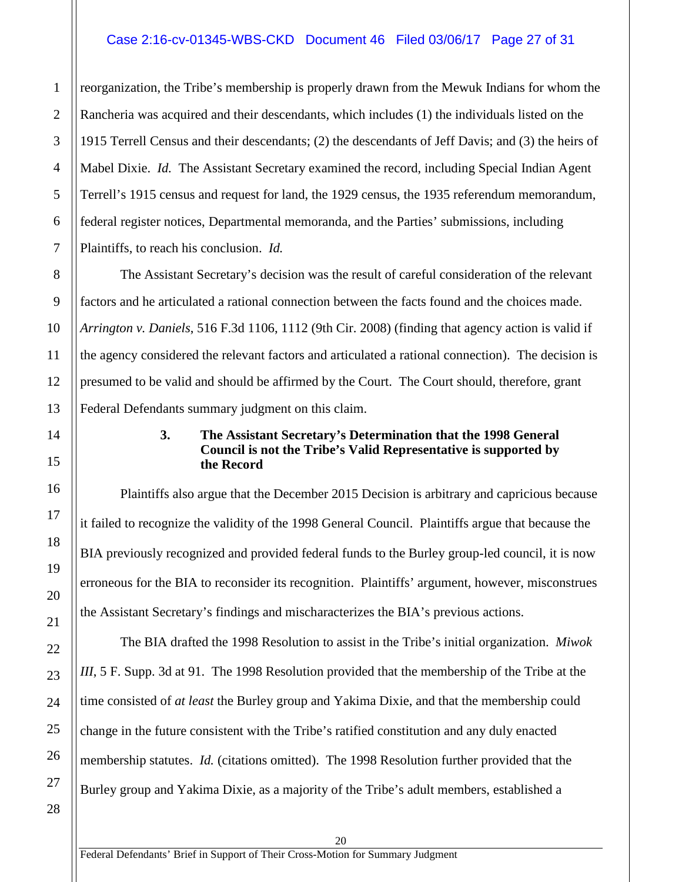reorganization, the Tribe's membership is properly drawn from the Mewuk Indians for whom the Rancheria was acquired and their descendants, which includes (1) the individuals listed on the 1915 Terrell Census and their descendants; (2) the descendants of Jeff Davis; and (3) the heirs of Mabel Dixie. *Id.* The Assistant Secretary examined the record, including Special Indian Agent Terrell's 1915 census and request for land, the 1929 census, the 1935 referendum memorandum, federal register notices, Departmental memoranda, and the Parties' submissions, including Plaintiffs, to reach his conclusion. *Id.*

The Assistant Secretary's decision was the result of careful consideration of the relevant factors and he articulated a rational connection between the facts found and the choices made. *Arrington v. Daniels*, 516 F.3d 1106, 1112 (9th Cir. 2008) (finding that agency action is valid if the agency considered the relevant factors and articulated a rational connection). The decision is presumed to be valid and should be affirmed by the Court. The Court should, therefore, grant Federal Defendants summary judgment on this claim.

### 3. The Assistant Secretary's Determination that the 1998 General Council is not the Tribe's Valid Representative is supported by the Record

Plaintiffs also argue that the December 2015 Decision is arbitrary and capricious because it failed to recognize the validity of the 1998 General Council. Plaintiffs argue that because the BIA previously recognized and provided federal funds to the Burley group-led council, it is now erroneous for the BIA to reconsider its recognition. Plaintiffs' argument, however, misconstrues the Assistant Secretary's findings and mischaracterizes the BIA's previous actions.

The BIA drafted the 1998 Resolution to assist in the Tribe's initial organization. *Miwok III*, 5 F. Supp. 3d at 91. The 1998 Resolution provided that the membership of the Tribe at the time consisted of *at least* the Burley group and Yakima Dixie, and that the membership could change in the future consistent with the Tribe's ratified constitution and any duly enacted membership statutes. *Id.* (citations omitted). The 1998 Resolution further provided that the Burley group and Yakima Dixie, as a majority of the Tribe's adult members, established a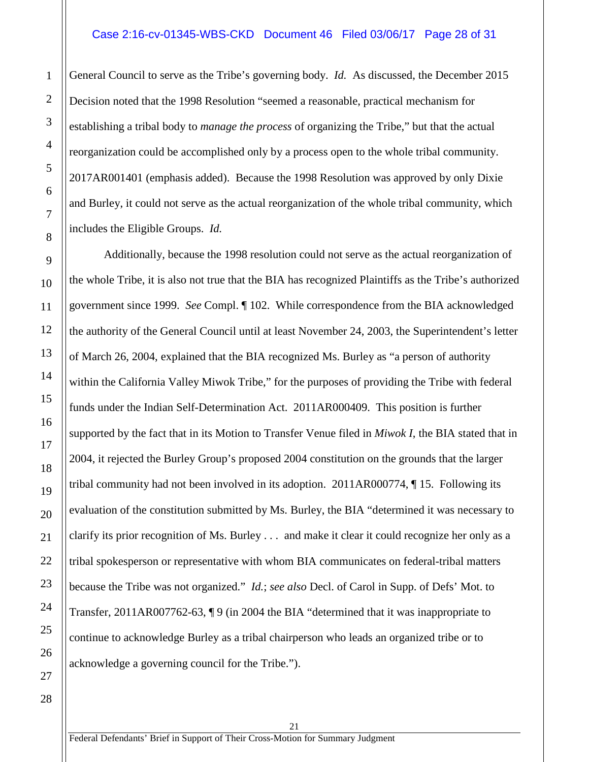General Council to serve as the Tribe's governing body. *Id.* As discussed, the December 2015 Decision noted that the 1998 Resolution "seemed a reasonable, practical mechanism for establishing a tribal body to *manage the process* of organizing the Tribe," but that the actual reorganization could be accomplished only by a process open to the whole tribal community. 2017AR001401 (emphasis added). Because the 1998 Resolution was approved by only Dixie and Burley, it could not serve as the actual reorganization of the whole tribal community, which includes the Eligible Groups. *Id.*

Additionally, because the 1998 resolution could not serve as the actual reorganization of the whole Tribe, it is also not true that the BIA has recognized Plaintiffs as the Tribe's authorized government since 1999. *See* Compl. ¶ 102. While correspondence from the BIA acknowledged the authority of the General Council until at least November 24, 2003, the Superintendent's letter of March 26, 2004, explained that the BIA recognized Ms. Burley as "a person of authority within the California Valley Miwok Tribe," for the purposes of providing the Tribe with federal funds under the Indian Self-Determination Act. 2011AR000409. This position is further supported by the fact that in its Motion to Transfer Venue filed in *Miwok I*, the BIA stated that in 2004, it rejected the Burley Group's proposed 2004 constitution on the grounds that the larger tribal community had not been involved in its adoption. 2011AR000774, ¶ 15. Following its evaluation of the constitution submitted by Ms. Burley, the BIA "determined it was necessary to clarify its prior recognition of Ms. Burley . . . and make it clear it could recognize her only as a tribal spokesperson or representative with whom BIA communicates on federal-tribal matters because the Tribe was not organized." *Id.*; *see also* Decl. of Carol in Supp. of Defs' Mot. to Transfer, 2011AR007762-63, ¶ 9 (in 2004 the BIA "determined that it was inappropriate to continue to acknowledge Burley as a tribal chairperson who leads an organized tribe or to acknowledge a governing council for the Tribe.").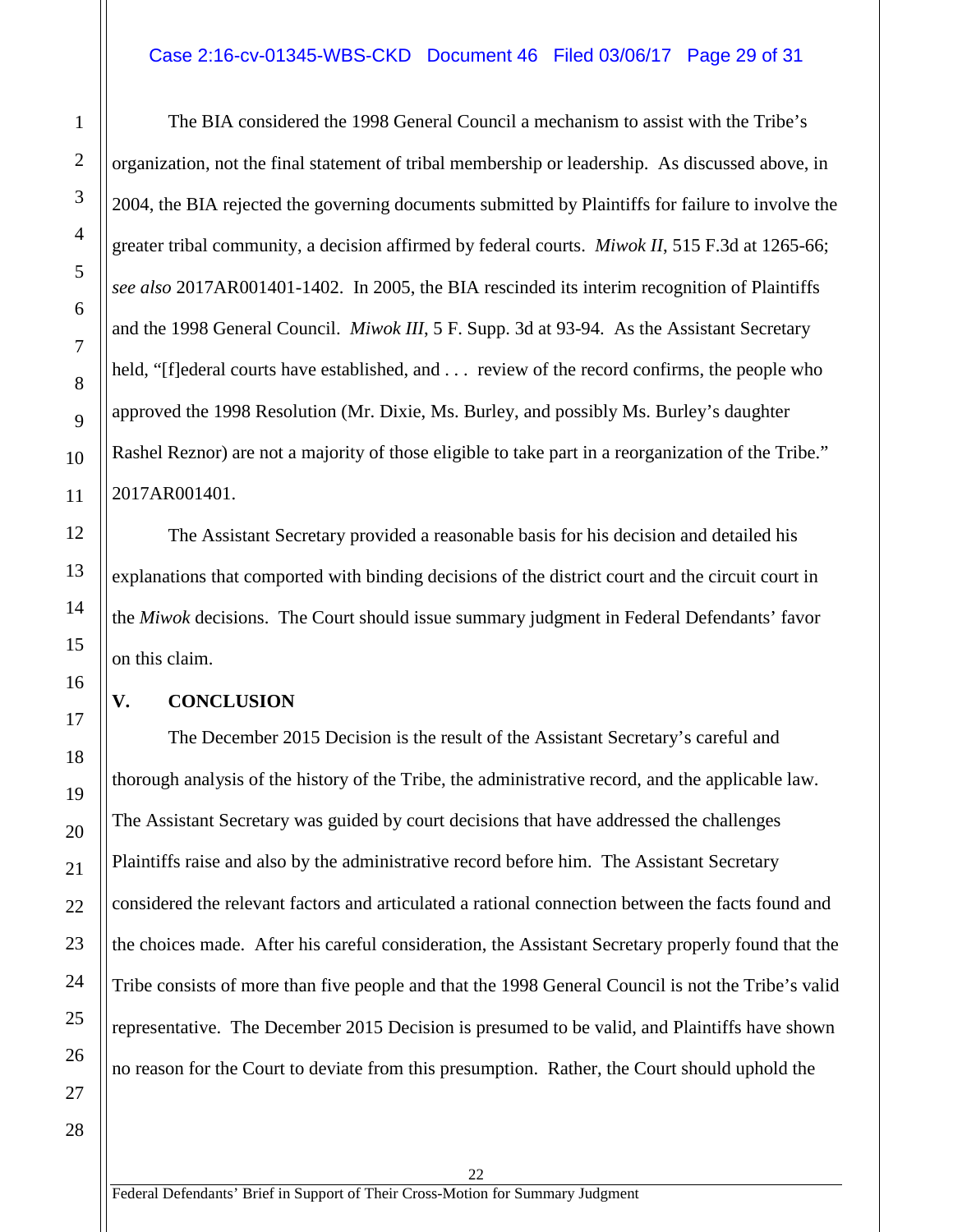The BIA considered the 1998 General Council a mechanism to assist with the Tribe's organization, not the final statement of tribal membership or leadership. As discussed above, in 2004, the BIA rejected the governing documents submitted by Plaintiffs for failure to involve the greater tribal community, a decision affirmed by federal courts. *Miwok II*, 515 F.3d at 1265-66; *see also* 2017AR001401-1402. In 2005, the BIA rescinded its interim recognition of Plaintiffs and the 1998 General Council. *Miwok III*, 5 F. Supp. 3d at 93-94. As the Assistant Secretary held, "[f]ederal courts have established, and . . . review of the record confirms, the people who approved the 1998 Resolution (Mr. Dixie, Ms. Burley, and possibly Ms. Burley's daughter Rashel Reznor) are not a majority of those eligible to take part in a reorganization of the Tribe." 2017AR001401.

The Assistant Secretary provided a reasonable basis for his decision and detailed his explanations that comported with binding decisions of the district court and the circuit court in the *Miwok* decisions. The Court should issue summary judgment in Federal Defendants' favor on this claim.

## V. CONCLUSION

The December 2015 Decision is the result of the Assistant Secretary's careful and thorough analysis of the history of the Tribe, the administrative record, and the applicable law. The Assistant Secretary was guided by court decisions that have addressed the challenges Plaintiffs raise and also by the administrative record before him. The Assistant Secretary considered the relevant factors and articulated a rational connection between the facts found and the choices made. After his careful consideration, the Assistant Secretary properly found that the Tribe consists of more than five people and that the 1998 General Council is not the Tribe's valid representative. The December 2015 Decision is presumed to be valid, and Plaintiffs have shown no reason for the Court to deviate from this presumption. Rather, the Court should uphold the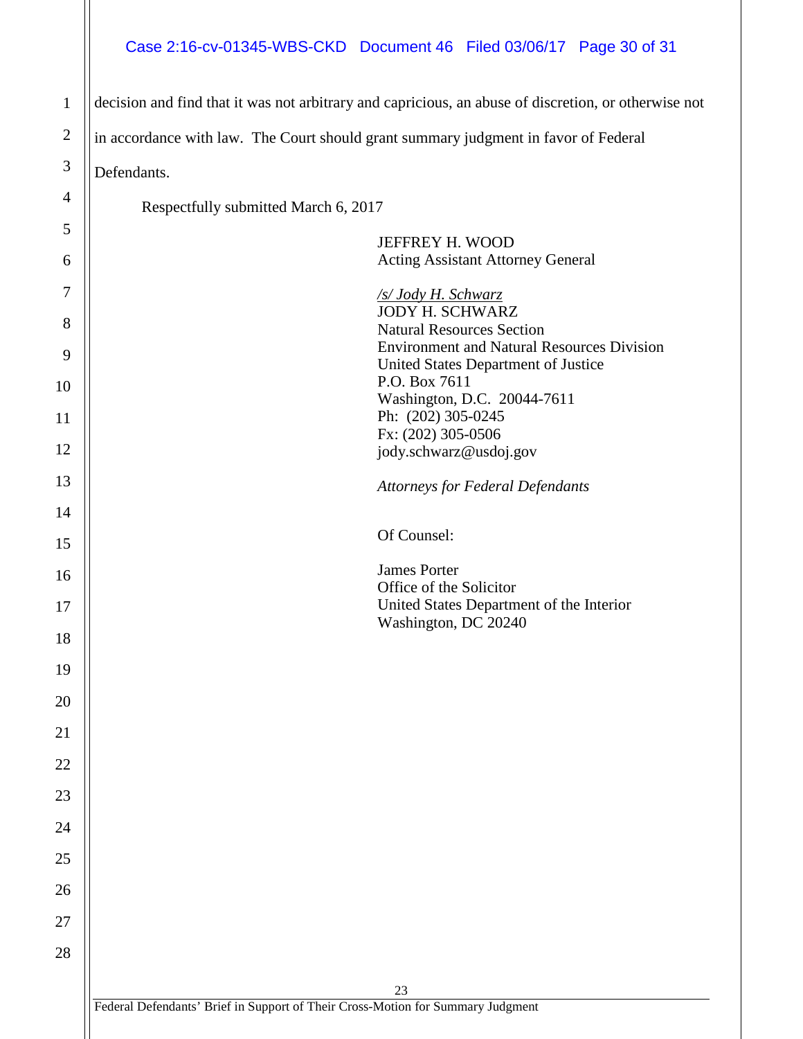decision and find that it was not arbitrary and capricious, an abuse of discretion, or otherwise not in accordance with law. The Court should grant summary judgment in favor of Federal Defendants.

Respectfully submitted March 6, 2017

JEFFREY H. WOOD
Acting Assistant Attorney General

*/s/ Jody H. Schwarz*
JODY H. SCHWARZ
Natural Resources Section
Environment and Natural Resources Division
United States Department of Justice
P.O. Box 7611
Washington, D.C. 20044-7611
Ph: (202) 305-0245
Fx: (202) 305-0506
jody.schwarz@usdoj.gov

*Attorneys for Federal Defendants*

Of Counsel:

James Porter
Office of the Solicitor
United States Department of the Interior
Washington, DC 20240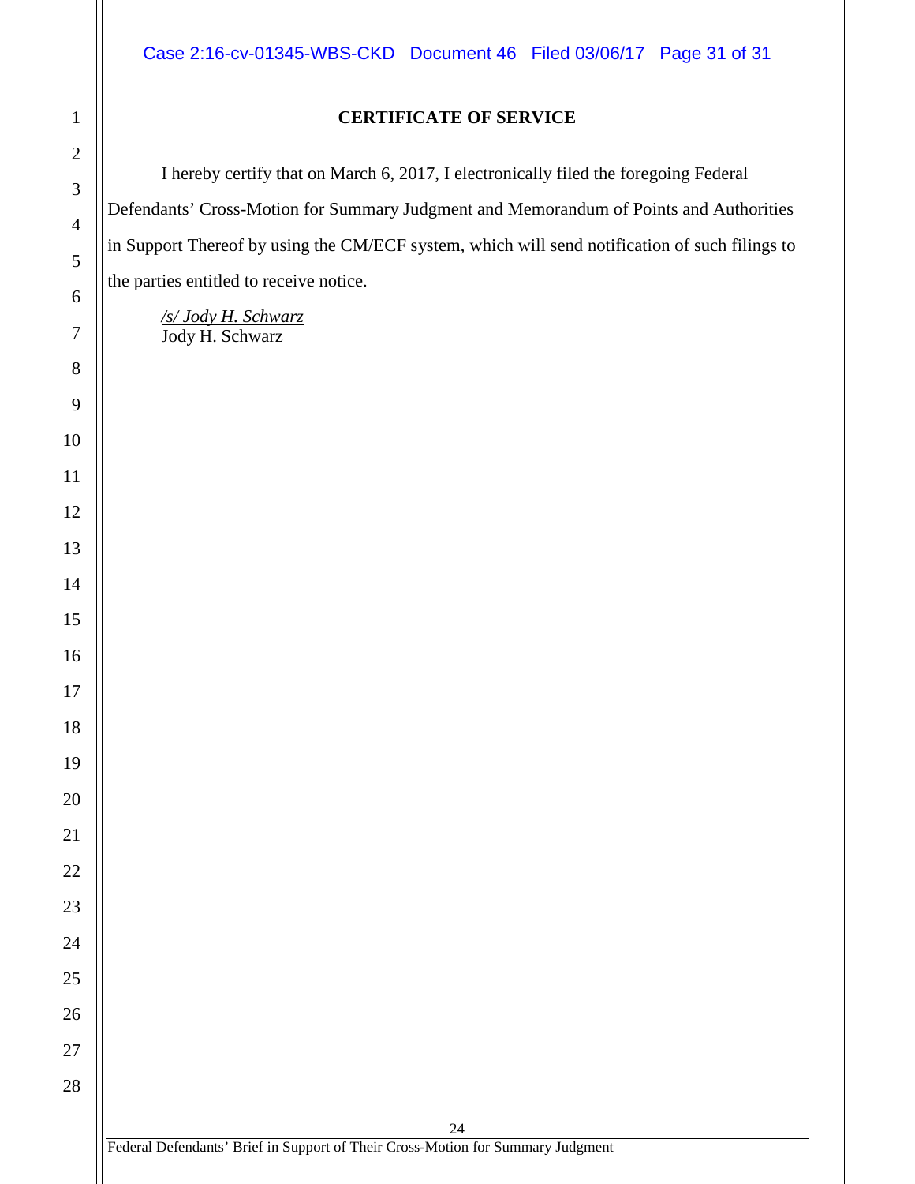**CERTIFICATE OF SERVICE**

I hereby certify that on March 6, 2017, I electronically filed the foregoing Federal Defendants' Cross-Motion for Summary Judgment and Memorandum of Points and Authorities in Support Thereof by using the CM/ECF system, which will send notification of such filings to the parties entitled to receive notice.

*/s/ Jody H. Schwarz*
Jody H. Schwarz